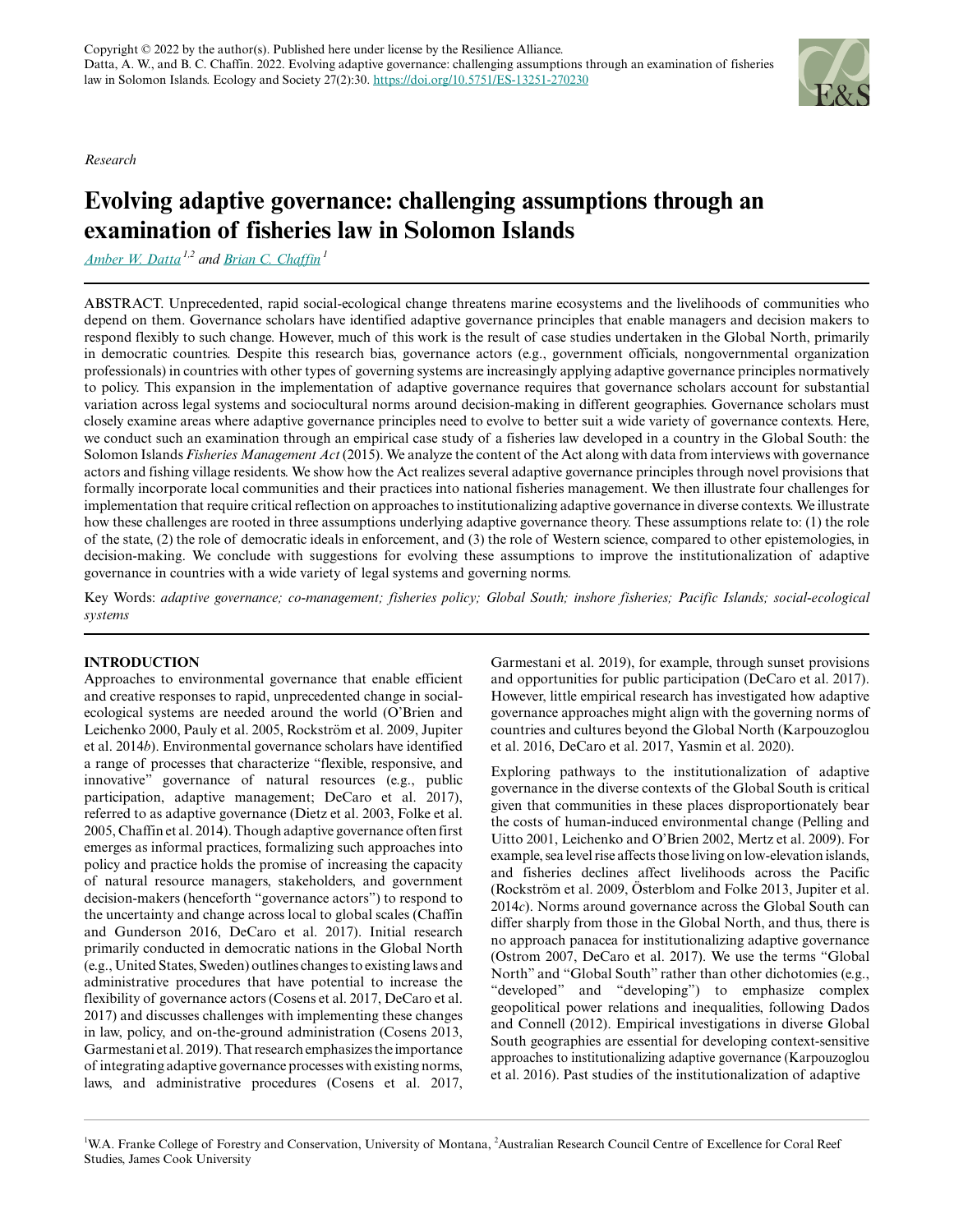Copyright © 2022 by the author(s). Published here under license by the Resilience Alliance.
Datta, A. W., and B. C. Chaffin. 2022. Evolving adaptive governance: challenging assumptions through an examination of fisheries law in Solomon Islands. Ecology and Society 27(2):30. https://doi.org/10.5751/ES-13251-270230

*Research*

# Evolving adaptive governance: challenging assumptions through an examination of fisheries law in Solomon Islands

Amber W. Datta[1,2] and Brian C. Chaffin[1]

ABSTRACT. Unprecedented, rapid social-ecological change threatens marine ecosystems and the livelihoods of communities who depend on them. Governance scholars have identified adaptive governance principles that enable managers and decision makers to respond flexibly to such change. However, much of this work is the result of case studies undertaken in the Global North, primarily in democratic countries. Despite this research bias, governance actors (e.g., government officials, nongovernmental organization professionals) in countries with other types of governing systems are increasingly applying adaptive governance principles normatively to policy. This expansion in the implementation of adaptive governance requires that governance scholars account for substantial variation across legal systems and sociocultural norms around decision-making in different geographies. Governance scholars must closely examine areas where adaptive governance principles need to evolve to better suit a wide variety of governance contexts. Here, we conduct such an examination through an empirical case study of a fisheries law developed in a country in the Global South: the Solomon Islands *Fisheries Management Act* (2015). We analyze the content of the Act along with data from interviews with governance actors and fishing village residents. We show how the Act realizes several adaptive governance principles through novel provisions that formally incorporate local communities and their practices into national fisheries management. We then illustrate four challenges for implementation that require critical reflection on approaches to institutionalizing adaptive governance in diverse contexts. We illustrate how these challenges are rooted in three assumptions underlying adaptive governance theory. These assumptions relate to: (1) the role of the state, (2) the role of democratic ideals in enforcement, and (3) the role of Western science, compared to other epistemologies, in decision-making. We conclude with suggestions for evolving these assumptions to improve the institutionalization of adaptive governance in countries with a wide variety of legal systems and governing norms.

Key Words: *adaptive governance; co-management; fisheries policy; Global South; inshore fisheries; Pacific Islands; social-ecological systems*

## INTRODUCTION

Approaches to environmental governance that enable efficient and creative responses to rapid, unprecedented change in social-ecological systems are needed around the world (O'Brien and Leichenko 2000, Pauly et al. 2005, Rockström et al. 2009, Jupiter et al. 2014*b*). Environmental governance scholars have identified a range of processes that characterize "flexible, responsive, and innovative" governance of natural resources (e.g., public participation, adaptive management; DeCaro et al. 2017), referred to as adaptive governance (Dietz et al. 2003, Folke et al. 2005, Chaffin et al. 2014). Though adaptive governance often first emerges as informal practices, formalizing such approaches into policy and practice holds the promise of increasing the capacity of natural resource managers, stakeholders, and government decision-makers (henceforth "governance actors") to respond to the uncertainty and change across local to global scales (Chaffin and Gunderson 2016, DeCaro et al. 2017). Initial research primarily conducted in democratic nations in the Global North (e.g., United States, Sweden) outlines changes to existing laws and administrative procedures that have potential to increase the flexibility of governance actors (Cosens et al. 2017, DeCaro et al. 2017) and discusses challenges with implementing these changes in law, policy, and on-the-ground administration (Cosens 2013, Garmestani et al. 2019). That research emphasizes the importance of integrating adaptive governance processes with existing norms, laws, and administrative procedures (Cosens et al. 2017, Garmestani et al. 2019), for example, through sunset provisions and opportunities for public participation (DeCaro et al. 2017). However, little empirical research has investigated how adaptive governance approaches might align with the governing norms of countries and cultures beyond the Global North (Karpouzoglou et al. 2016, DeCaro et al. 2017, Yasmin et al. 2020).

Exploring pathways to the institutionalization of adaptive governance in the diverse contexts of the Global South is critical given that communities in these places disproportionately bear the costs of human-induced environmental change (Pelling and Uitto 2001, Leichenko and O'Brien 2002, Mertz et al. 2009). For example, sea level rise affects those living on low-elevation islands, and fisheries declines affect livelihoods across the Pacific (Rockström et al. 2009, Österblom and Folke 2013, Jupiter et al. 2014*c*). Norms around governance across the Global South can differ sharply from those in the Global North, and thus, there is no approach panacea for institutionalizing adaptive governance (Ostrom 2007, DeCaro et al. 2017). We use the terms "Global North" and "Global South" rather than other dichotomies (e.g., "developed" and "developing") to emphasize complex geopolitical power relations and inequalities, following Dados and Connell (2012). Empirical investigations in diverse Global South geographies are essential for developing context-sensitive approaches to institutionalizing adaptive governance (Karpouzoglou et al. 2016). Past studies of the institutionalization of adaptive

[1]W.A. Franke College of Forestry and Conservation, University of Montana, [2]Australian Research Council Centre of Excellence for Coral Reef Studies, James Cook University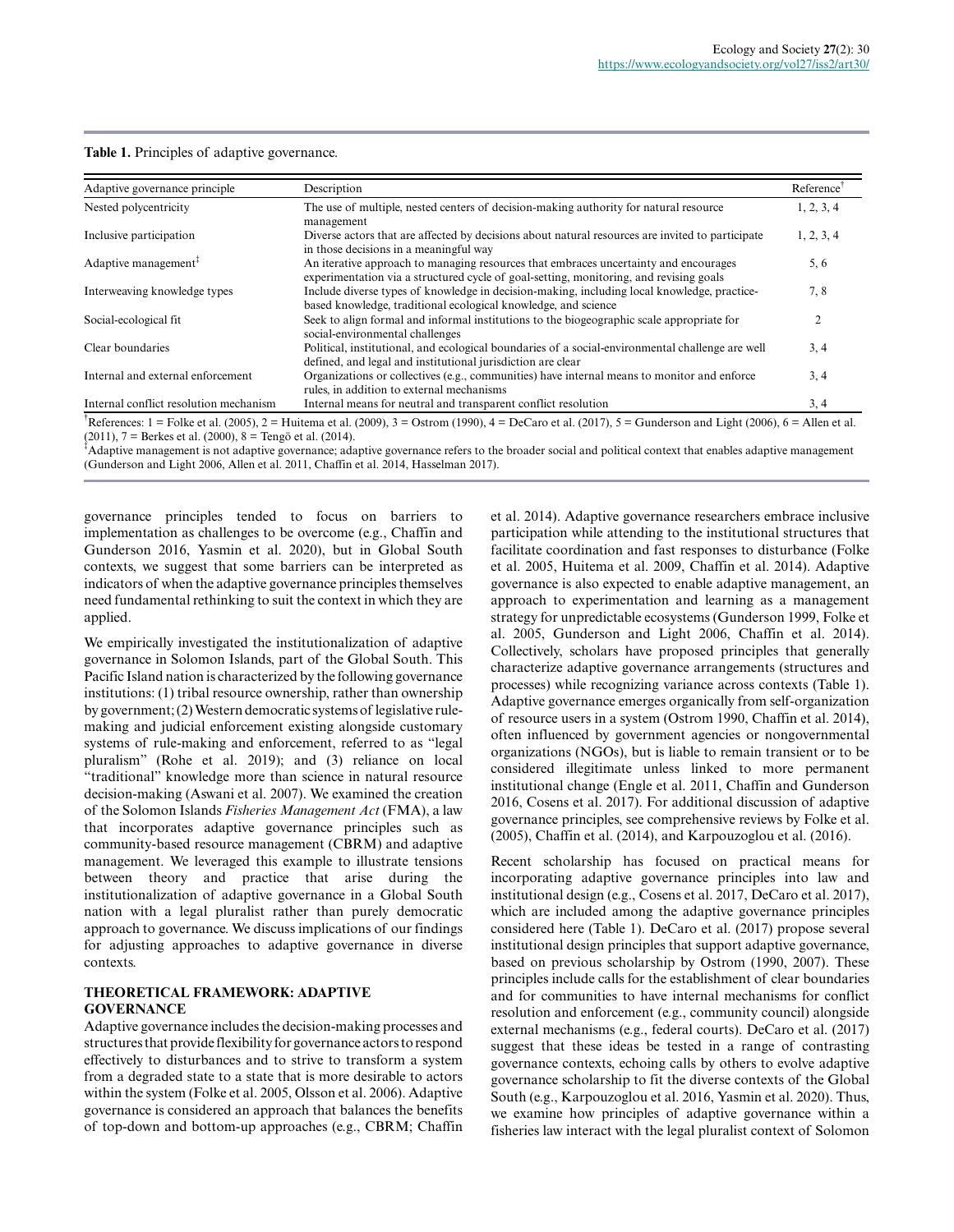**Table 1.** Principles of adaptive governance.

| Adaptive governance principle | Description | Reference† |
|---|---|---|
| Nested polycentricity | The use of multiple, nested centers of decision-making authority for natural resource management | 1, 2, 3, 4 |
| Inclusive participation | Diverse actors that are affected by decisions about natural resources are invited to participate in those decisions in a meaningful way | 1, 2, 3, 4 |
| Adaptive management‡ | An iterative approach to managing resources that embraces uncertainty and encourages experimentation via a structured cycle of goal-setting, monitoring, and revising goals | 5, 6 |
| Interweaving knowledge types | Include diverse types of knowledge in decision-making, including local knowledge, practice-based knowledge, traditional ecological knowledge, and science | 7, 8 |
| Social-ecological fit | Seek to align formal and informal institutions to the biogeographic scale appropriate for social-environmental challenges | 2 |
| Clear boundaries | Political, institutional, and ecological boundaries of a social-environmental challenge are well defined, and legal and institutional jurisdiction are clear | 3, 4 |
| Internal and external enforcement | Organizations or collectives (e.g., communities) have internal means to monitor and enforce rules, in addition to external mechanisms | 3, 4 |
| Internal conflict resolution mechanism | Internal means for neutral and transparent conflict resolution | 3, 4 |

†References: 1 = Folke et al. (2005), 2 = Huitema et al. (2009), 3 = Ostrom (1990), 4 = DeCaro et al. (2017), 5 = Gunderson and Light (2006), 6 = Allen et al. (2011), 7 = Berkes et al. (2000), 8 = Tengö et al. (2014).

‡Adaptive management is not adaptive governance; adaptive governance refers to the broader social and political context that enables adaptive management (Gunderson and Light 2006, Allen et al. 2011, Chaffin et al. 2014, Hasselman 2017).

governance principles tended to focus on barriers to implementation as challenges to be overcome (e.g., Chaffin and Gunderson 2016, Yasmin et al. 2020), but in Global South contexts, we suggest that some barriers can be interpreted as indicators of when the adaptive governance principles themselves need fundamental rethinking to suit the context in which they are applied.

We empirically investigated the institutionalization of adaptive governance in Solomon Islands, part of the Global South. This Pacific Island nation is characterized by the following governance institutions: (1) tribal resource ownership, rather than ownership by government; (2) Western democratic systems of legislative rule-making and judicial enforcement existing alongside customary systems of rule-making and enforcement, referred to as "legal pluralism" (Rohe et al. 2019); and (3) reliance on local "traditional" knowledge more than science in natural resource decision-making (Aswani et al. 2007). We examined the creation of the Solomon Islands *Fisheries Management Act* (FMA), a law that incorporates adaptive governance principles such as community-based resource management (CBRM) and adaptive management. We leveraged this example to illustrate tensions between theory and practice that arise during the institutionalization of adaptive governance in a Global South nation with a legal pluralist rather than purely democratic approach to governance. We discuss implications of our findings for adjusting approaches to adaptive governance in diverse contexts.

## THEORETICAL FRAMEWORK: ADAPTIVE GOVERNANCE

Adaptive governance includes the decision-making processes and structures that provide flexibility for governance actors to respond effectively to disturbances and to strive to transform a system from a degraded state to a state that is more desirable to actors within the system (Folke et al. 2005, Olsson et al. 2006). Adaptive governance is considered an approach that balances the benefits of top-down and bottom-up approaches (e.g., CBRM; Chaffin et al. 2014). Adaptive governance researchers embrace inclusive participation while attending to the institutional structures that facilitate coordination and fast responses to disturbance (Folke et al. 2005, Huitema et al. 2009, Chaffin et al. 2014). Adaptive governance is also expected to enable adaptive management, an approach to experimentation and learning as a management strategy for unpredictable ecosystems (Gunderson 1999, Folke et al. 2005, Gunderson and Light 2006, Chaffin et al. 2014). Collectively, scholars have proposed principles that generally characterize adaptive governance arrangements (structures and processes) while recognizing variance across contexts (Table 1). Adaptive governance emerges organically from self-organization of resource users in a system (Ostrom 1990, Chaffin et al. 2014), often influenced by government agencies or nongovernmental organizations (NGOs), but is liable to remain transient or to be considered illegitimate unless linked to more permanent institutional change (Engle et al. 2011, Chaffin and Gunderson 2016, Cosens et al. 2017). For additional discussion of adaptive governance principles, see comprehensive reviews by Folke et al. (2005), Chaffin et al. (2014), and Karpouzoglou et al. (2016).

Recent scholarship has focused on practical means for incorporating adaptive governance principles into law and institutional design (e.g., Cosens et al. 2017, DeCaro et al. 2017), which are included among the adaptive governance principles considered here (Table 1). DeCaro et al. (2017) propose several institutional design principles that support adaptive governance, based on previous scholarship by Ostrom (1990, 2007). These principles include calls for the establishment of clear boundaries and for communities to have internal mechanisms for conflict resolution and enforcement (e.g., community council) alongside external mechanisms (e.g., federal courts). DeCaro et al. (2017) suggest that these ideas be tested in a range of contrasting governance contexts, echoing calls by others to evolve adaptive governance scholarship to fit the diverse contexts of the Global South (e.g., Karpouzoglou et al. 2016, Yasmin et al. 2020). Thus, we examine how principles of adaptive governance within a fisheries law interact with the legal pluralist context of Solomon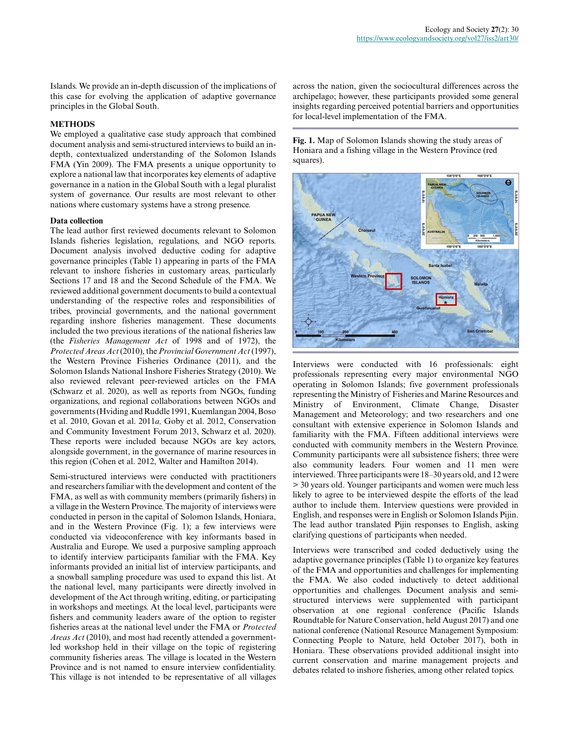Islands. We provide an in-depth discussion of the implications of this case for evolving the application of adaptive governance principles in the Global South.

## METHODS

We employed a qualitative case study approach that combined document analysis and semi-structured interviews to build an in-depth, contextualized understanding of the Solomon Islands FMA (Yin 2009). The FMA presents a unique opportunity to explore a national law that incorporates key elements of adaptive governance in a nation in the Global South with a legal pluralist system of governance. Our results are most relevant to other nations where customary systems have a strong presence.

### Data collection

The lead author first reviewed documents relevant to Solomon Islands fisheries legislation, regulations, and NGO reports. Document analysis involved deductive coding for adaptive governance principles (Table 1) appearing in parts of the FMA relevant to inshore fisheries in customary areas, particularly Sections 17 and 18 and the Second Schedule of the FMA. We reviewed additional government documents to build a contextual understanding of the respective roles and responsibilities of tribes, provincial governments, and the national government regarding inshore fisheries management. These documents included the two previous iterations of the national fisheries law (the *Fisheries Management Act* of 1998 and of 1972), the *Protected Areas Act* (2010), the *Provincial Government Act* (1997), the Western Province Fisheries Ordinance (2011), and the Solomon Islands National Inshore Fisheries Strategy (2010). We also reviewed relevant peer-reviewed articles on the FMA (Schwarz et al. 2020), as well as reports from NGOs, funding organizations, and regional collaborations between NGOs and governments (Hviding and Ruddle 1991, Kuemlangan 2004, Boso et al. 2010, Govan et al. 2011*a,* Goby et al. 2012, Conservation and Community Investment Forum 2013, Schwarz et al. 2020). These reports were included because NGOs are key actors, alongside government, in the governance of marine resources in this region (Cohen et al. 2012, Walter and Hamilton 2014).

Semi-structured interviews were conducted with practitioners and researchers familiar with the development and content of the FMA, as well as with community members (primarily fishers) in a village in the Western Province. The majority of interviews were conducted in person in the capital of Solomon Islands, Honiara, and in the Western Province (Fig. 1); a few interviews were conducted via videoconference with key informants based in Australia and Europe. We used a purposive sampling approach to identify interview participants familiar with the FMA. Key informants provided an initial list of interview participants, and a snowball sampling procedure was used to expand this list. At the national level, many participants were directly involved in development of the Act through writing, editing, or participating in workshops and meetings. At the local level, participants were fishers and community leaders aware of the option to register fisheries areas at the national level under the FMA or *Protected Areas Act* (2010), and most had recently attended a government-led workshop held in their village on the topic of registering community fisheries areas. The village is located in the Western Province and is not named to ensure interview confidentiality. This village is not intended to be representative of all villages across the nation, given the sociocultural differences across the archipelago; however, these participants provided some general insights regarding perceived potential barriers and opportunities for local-level implementation of the FMA.

**Fig. 1.** Map of Solomon Islands showing the study areas of Honiara and a fishing village in the Western Province (red squares).

Interviews were conducted with 16 professionals: eight professionals representing every major environmental NGO operating in Solomon Islands; five government professionals representing the Ministry of Fisheries and Marine Resources and Ministry of Environment, Climate Change, Disaster Management and Meteorology; and two researchers and one consultant with extensive experience in Solomon Islands and familiarity with the FMA. Fifteen additional interviews were conducted with community members in the Western Province. Community participants were all subsistence fishers; three were also community leaders. Four women and 11 men were interviewed. Three participants were 18–30 years old, and 12 were > 30 years old. Younger participants and women were much less likely to agree to be interviewed despite the efforts of the lead author to include them. Interview questions were provided in English, and responses were in English or Solomon Islands Pijin. The lead author translated Pijin responses to English, asking clarifying questions of participants when needed.

Interviews were transcribed and coded deductively using the adaptive governance principles (Table 1) to organize key features of the FMA and opportunities and challenges for implementing the FMA. We also coded inductively to detect additional opportunities and challenges. Document analysis and semi-structured interviews were supplemented with participant observation at one regional conference (Pacific Islands Roundtable for Nature Conservation, held August 2017) and one national conference (National Resource Management Symposium: Connecting People to Nature, held October 2017), both in Honiara. These observations provided additional insight into current conservation and marine management projects and debates related to inshore fisheries, among other related topics.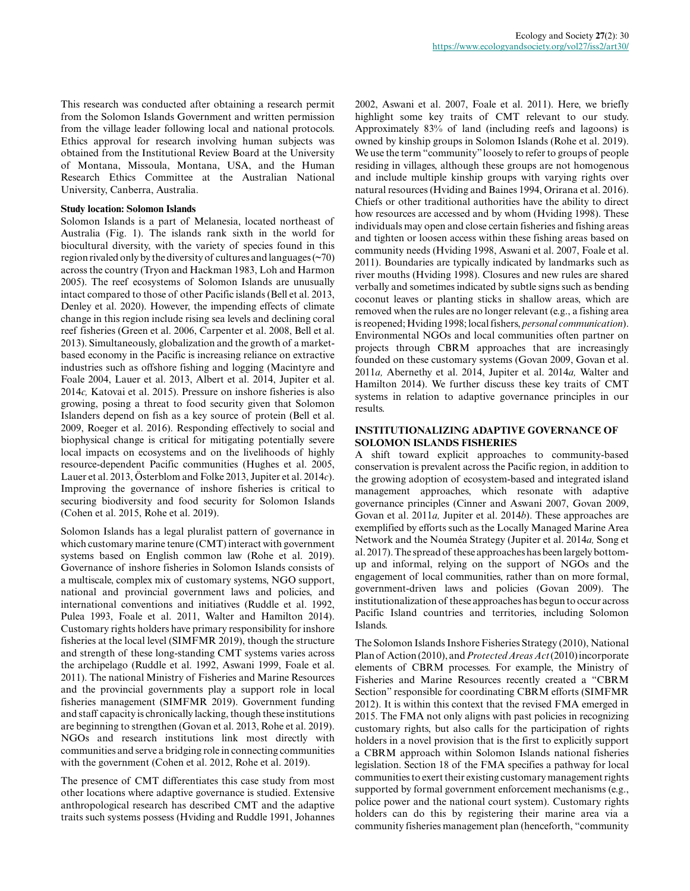This research was conducted after obtaining a research permit from the Solomon Islands Government and written permission from the village leader following local and national protocols. Ethics approval for research involving human subjects was obtained from the Institutional Review Board at the University of Montana, Missoula, Montana, USA, and the Human Research Ethics Committee at the Australian National University, Canberra, Australia.

### Study location: Solomon Islands

Solomon Islands is a part of Melanesia, located northeast of Australia (Fig. 1). The islands rank sixth in the world for biocultural diversity, with the variety of species found in this region rivaled only by the diversity of cultures and languages (~70) across the country (Tryon and Hackman 1983, Loh and Harmon 2005). The reef ecosystems of Solomon Islands are unusually intact compared to those of other Pacific islands (Bell et al. 2013, Denley et al. 2020). However, the impending effects of climate change in this region include rising sea levels and declining coral reef fisheries (Green et al. 2006, Carpenter et al. 2008, Bell et al. 2013). Simultaneously, globalization and the growth of a market-based economy in the Pacific is increasing reliance on extractive industries such as offshore fishing and logging (Macintyre and Foale 2004, Lauer et al. 2013, Albert et al. 2014, Jupiter et al. 2014*c,* Katovai et al. 2015). Pressure on inshore fisheries is also growing, posing a threat to food security given that Solomon Islanders depend on fish as a key source of protein (Bell et al. 2009, Roeger et al. 2016). Responding effectively to social and biophysical change is critical for mitigating potentially severe local impacts on ecosystems and on the livelihoods of highly resource-dependent Pacific communities (Hughes et al. 2005, Lauer et al. 2013, Österblom and Folke 2013, Jupiter et al. 2014*c*). Improving the governance of inshore fisheries is critical to securing biodiversity and food security for Solomon Islands (Cohen et al. 2015, Rohe et al. 2019).

Solomon Islands has a legal pluralist pattern of governance in which customary marine tenure (CMT) interact with government systems based on English common law (Rohe et al. 2019). Governance of inshore fisheries in Solomon Islands consists of a multiscale, complex mix of customary systems, NGO support, national and provincial government laws and policies, and international conventions and initiatives (Ruddle et al. 1992, Pulea 1993, Foale et al. 2011, Walter and Hamilton 2014). Customary rights holders have primary responsibility for inshore fisheries at the local level (SIMFMR 2019), though the structure and strength of these long-standing CMT systems varies across the archipelago (Ruddle et al. 1992, Aswani 1999, Foale et al. 2011). The national Ministry of Fisheries and Marine Resources and the provincial governments play a support role in local fisheries management (SIMFMR 2019). Government funding and staff capacity is chronically lacking, though these institutions are beginning to strengthen (Govan et al. 2013, Rohe et al. 2019). NGOs and research institutions link most directly with communities and serve a bridging role in connecting communities with the government (Cohen et al. 2012, Rohe et al. 2019).

The presence of CMT differentiates this case study from most other locations where adaptive governance is studied. Extensive anthropological research has described CMT and the adaptive traits such systems possess (Hviding and Ruddle 1991, Johannes 2002, Aswani et al. 2007, Foale et al. 2011). Here, we briefly highlight some key traits of CMT relevant to our study. Approximately 83% of land (including reefs and lagoons) is owned by kinship groups in Solomon Islands (Rohe et al. 2019). We use the term "community" loosely to refer to groups of people residing in villages, although these groups are not homogenous and include multiple kinship groups with varying rights over natural resources (Hviding and Baines 1994, Orirana et al. 2016). Chiefs or other traditional authorities have the ability to direct how resources are accessed and by whom (Hviding 1998). These individuals may open and close certain fisheries and fishing areas and tighten or loosen access within these fishing areas based on community needs (Hviding 1998, Aswani et al. 2007, Foale et al. 2011). Boundaries are typically indicated by landmarks such as river mouths (Hviding 1998). Closures and new rules are shared verbally and sometimes indicated by subtle signs such as bending coconut leaves or planting sticks in shallow areas, which are removed when the rules are no longer relevant (e.g., a fishing area is reopened; Hviding 1998; local fishers, *personal communication*). Environmental NGOs and local communities often partner on projects through CBRM approaches that are increasingly founded on these customary systems (Govan 2009, Govan et al. 2011*a,* Abernethy et al. 2014, Jupiter et al. 2014*a,* Walter and Hamilton 2014). We further discuss these key traits of CMT systems in relation to adaptive governance principles in our results.

## INSTITUTIONALIZING ADAPTIVE GOVERNANCE OF SOLOMON ISLANDS FISHERIES

A shift toward explicit approaches to community-based conservation is prevalent across the Pacific region, in addition to the growing adoption of ecosystem-based and integrated island management approaches, which resonate with adaptive governance principles (Cinner and Aswani 2007, Govan 2009, Govan et al. 2011*a,* Jupiter et al. 2014*b*). These approaches are exemplified by efforts such as the Locally Managed Marine Area Network and the Nouméa Strategy (Jupiter et al. 2014*a,* Song et al. 2017). The spread of these approaches has been largely bottom-up and informal, relying on the support of NGOs and the engagement of local communities, rather than on more formal, government-driven laws and policies (Govan 2009). The institutionalization of these approaches has begun to occur across Pacific Island countries and territories, including Solomon Islands.

The Solomon Islands Inshore Fisheries Strategy (2010), National Plan of Action (2010), and *Protected Areas Act* (2010) incorporate elements of CBRM processes. For example, the Ministry of Fisheries and Marine Resources recently created a "CBRM Section" responsible for coordinating CBRM efforts (SIMFMR 2012). It is within this context that the revised FMA emerged in 2015. The FMA not only aligns with past policies in recognizing customary rights, but also calls for the participation of rights holders in a novel provision that is the first to explicitly support a CBRM approach within Solomon Islands national fisheries legislation. Section 18 of the FMA specifies a pathway for local communities to exert their existing customary management rights supported by formal government enforcement mechanisms (e.g., police power and the national court system). Customary rights holders can do this by registering their marine area via a community fisheries management plan (henceforth, "community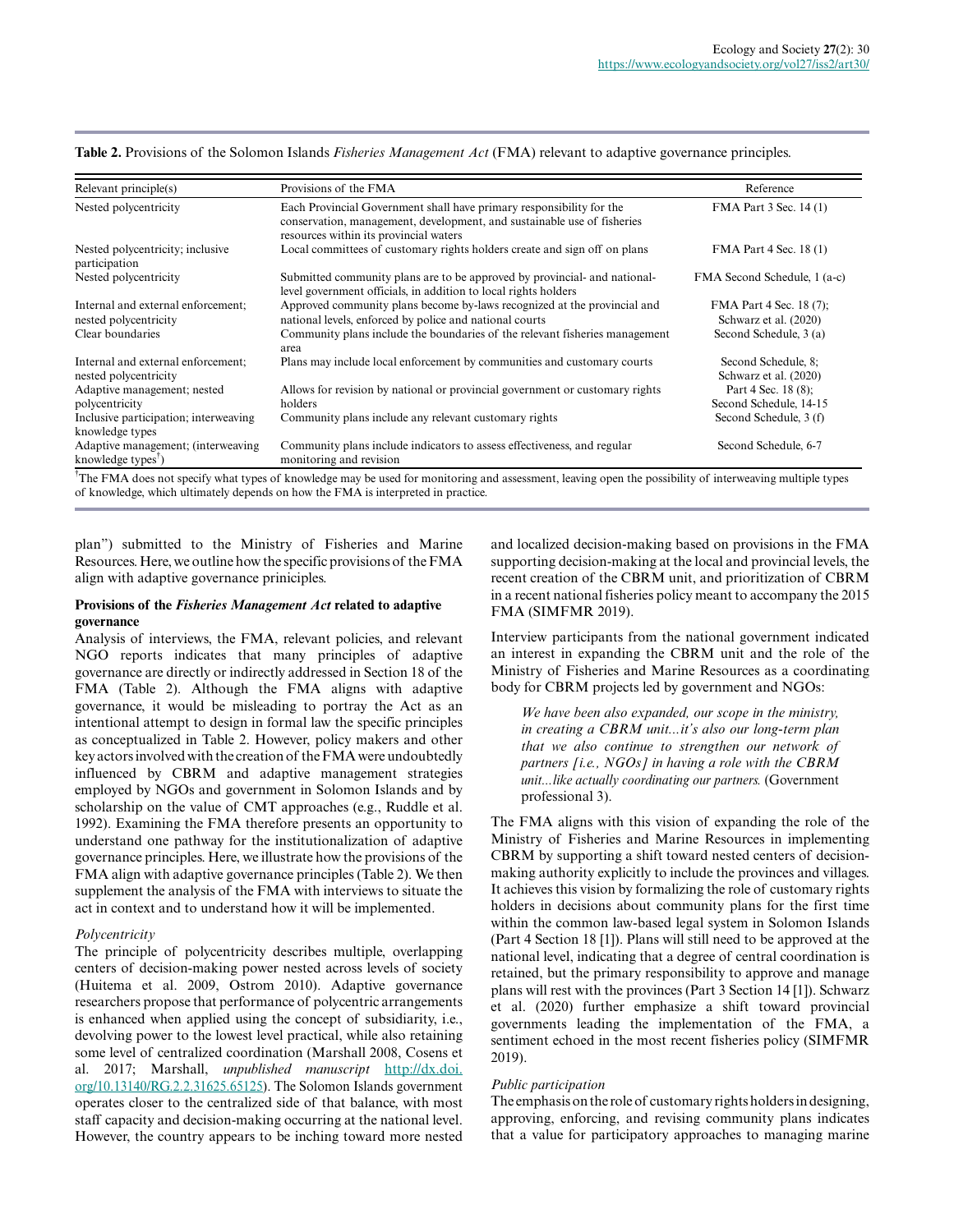**Table 2.** Provisions of the Solomon Islands *Fisheries Management Act* (FMA) relevant to adaptive governance principles.

| Relevant principle(s) | Provisions of the FMA | Reference |
|---|---|---|
| Nested polycentricity | Each Provincial Government shall have primary responsibility for the conservation, management, development, and sustainable use of fisheries resources within its provincial waters | FMA Part 3 Sec. 14 (1) |
| Nested polycentricity; inclusive participation | Local committees of customary rights holders create and sign off on plans | FMA Part 4 Sec. 18 (1) |
| Nested polycentricity | Submitted community plans are to be approved by provincial- and national-level government officials, in addition to local rights holders | FMA Second Schedule, 1 (a-c) |
| Internal and external enforcement; nested polycentricity | Approved community plans become by-laws recognized at the provincial and national levels, enforced by police and national courts | FMA Part 4 Sec. 18 (7); Schwarz et al. (2020) |
| Clear boundaries | Community plans include the boundaries of the relevant fisheries management area | Second Schedule, 3 (a) |
| Internal and external enforcement; nested polycentricity | Plans may include local enforcement by communities and customary courts | Second Schedule, 8; Schwarz et al. (2020) |
| Adaptive management; nested polycentricity | Allows for revision by national or provincial government or customary rights holders | Part 4 Sec. 18 (8); Second Schedule, 14-15 |
| Inclusive participation; interweaving knowledge types | Community plans include any relevant customary rights | Second Schedule, 3 (f) |
| Adaptive management; (interweaving knowledge types[†]) | Community plans include indicators to assess effectiveness, and regular monitoring and revision | Second Schedule, 6-7 |

[†]The FMA does not specify what types of knowledge may be used for monitoring and assessment, leaving open the possibility of interweaving multiple types of knowledge, which ultimately depends on how the FMA is interpreted in practice.

plan") submitted to the Ministry of Fisheries and Marine Resources. Here, we outline how the specific provisions of the FMA align with adaptive governance principles.

### Provisions of the *Fisheries Management Act* related to adaptive governance

Analysis of interviews, the FMA, relevant policies, and relevant NGO reports indicates that many principles of adaptive governance are directly or indirectly addressed in Section 18 of the FMA (Table 2). Although the FMA aligns with adaptive governance, it would be misleading to portray the Act as an intentional attempt to design in formal law the specific principles as conceptualized in Table 2. However, policy makers and other key actors involved with the creation of the FMA were undoubtedly influenced by CBRM and adaptive management strategies employed by NGOs and government in Solomon Islands and by scholarship on the value of CMT approaches (e.g., Ruddle et al. 1992). Examining the FMA therefore presents an opportunity to understand one pathway for the institutionalization of adaptive governance principles. Here, we illustrate how the provisions of the FMA align with adaptive governance principles (Table 2). We then supplement the analysis of the FMA with interviews to situate the act in context and to understand how it will be implemented.

#### *Polycentricity*

The principle of polycentricity describes multiple, overlapping centers of decision-making power nested across levels of society (Huitema et al. 2009, Ostrom 2010). Adaptive governance researchers propose that performance of polycentric arrangements is enhanced when applied using the concept of subsidiarity, i.e., devolving power to the lowest level practical, while also retaining some level of centralized coordination (Marshall 2008, Cosens et al. 2017; Marshall, *unpublished manuscript* http://dx.doi.org/10.13140/RG.2.2.31625.65125). The Solomon Islands government operates closer to the centralized side of that balance, with most staff capacity and decision-making occurring at the national level. However, the country appears to be inching toward more nested and localized decision-making based on provisions in the FMA supporting decision-making at the local and provincial levels, the recent creation of the CBRM unit, and prioritization of CBRM in a recent national fisheries policy meant to accompany the 2015 FMA (SIMFMR 2019).

Interview participants from the national government indicated an interest in expanding the CBRM unit and the role of the Ministry of Fisheries and Marine Resources as a coordinating body for CBRM projects led by government and NGOs:

> *We have been also expanded, our scope in the ministry, in creating a CBRM unit...it's also our long-term plan that we also continue to strengthen our network of partners [i.e., NGOs] in having a role with the CBRM unit...like actually coordinating our partners.* (Government professional 3).

The FMA aligns with this vision of expanding the role of the Ministry of Fisheries and Marine Resources in implementing CBRM by supporting a shift toward nested centers of decision-making authority explicitly to include the provinces and villages. It achieves this vision by formalizing the role of customary rights holders in decisions about community plans for the first time within the common law-based legal system in Solomon Islands (Part 4 Section 18 [1]). Plans will still need to be approved at the national level, indicating that a degree of central coordination is retained, but the primary responsibility to approve and manage plans will rest with the provinces (Part 3 Section 14 [1]). Schwarz et al. (2020) further emphasize a shift toward provincial governments leading the implementation of the FMA, a sentiment echoed in the most recent fisheries policy (SIMFMR 2019).

#### *Public participation*

The emphasis on the role of customary rights holders in designing, approving, enforcing, and revising community plans indicates that a value for participatory approaches to managing marine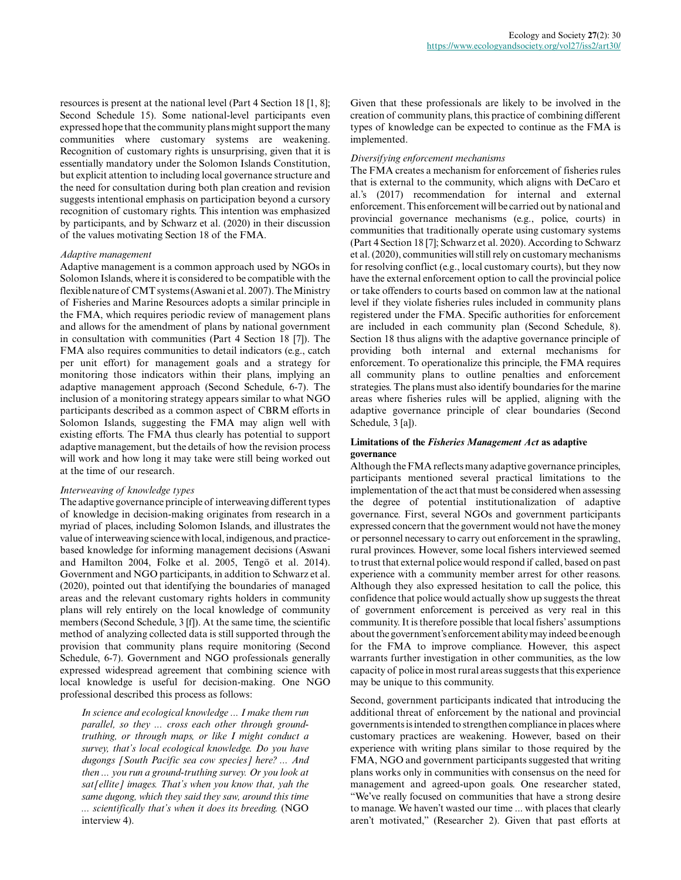resources is present at the national level (Part 4 Section 18 [1, 8]; Second Schedule 15). Some national-level participants even expressed hope that the community plans might support the many communities where customary systems are weakening. Recognition of customary rights is unsurprising, given that it is essentially mandatory under the Solomon Islands Constitution, but explicit attention to including local governance structure and the need for consultation during both plan creation and revision suggests intentional emphasis on participation beyond a cursory recognition of customary rights. This intention was emphasized by participants, and by Schwarz et al. (2020) in their discussion of the values motivating Section 18 of the FMA.

*Adaptive management*

Adaptive management is a common approach used by NGOs in Solomon Islands, where it is considered to be compatible with the flexible nature of CMT systems (Aswani et al. 2007). The Ministry of Fisheries and Marine Resources adopts a similar principle in the FMA, which requires periodic review of management plans and allows for the amendment of plans by national government in consultation with communities (Part 4 Section 18 [7]). The FMA also requires communities to detail indicators (e.g., catch per unit effort) for management goals and a strategy for monitoring those indicators within their plans, implying an adaptive management approach (Second Schedule, 6-7). The inclusion of a monitoring strategy appears similar to what NGO participants described as a common aspect of CBRM efforts in Solomon Islands, suggesting the FMA may align well with existing efforts. The FMA thus clearly has potential to support adaptive management, but the details of how the revision process will work and how long it may take were still being worked out at the time of our research.

*Interweaving of knowledge types*

The adaptive governance principle of interweaving different types of knowledge in decision-making originates from research in a myriad of places, including Solomon Islands, and illustrates the value of interweaving science with local, indigenous, and practice-based knowledge for informing management decisions (Aswani and Hamilton 2004, Folke et al. 2005, Tengö et al. 2014). Government and NGO participants, in addition to Schwarz et al. (2020), pointed out that identifying the boundaries of managed areas and the relevant customary rights holders in community plans will rely entirely on the local knowledge of community members (Second Schedule, 3 [f]). At the same time, the scientific method of analyzing collected data is still supported through the provision that community plans require monitoring (Second Schedule, 6-7). Government and NGO professionals generally expressed widespread agreement that combining science with local knowledge is useful for decision-making. One NGO professional described this process as follows:

> *In science and ecological knowledge ... I make them run parallel, so they ... cross each other through ground-truthing, or through maps, or like I might conduct a survey, that's local ecological knowledge. Do you have dugongs [South Pacific sea cow species] here? ... And then ... you run a ground-truthing survey. Or you look at sat[ellite] images. That's when you know that, yah the same dugong, which they said they saw, around this time ... scientifically that's when it does its breeding.* (NGO interview 4).

Given that these professionals are likely to be involved in the creation of community plans, this practice of combining different types of knowledge can be expected to continue as the FMA is implemented.

*Diversifying enforcement mechanisms*

The FMA creates a mechanism for enforcement of fisheries rules that is external to the community, which aligns with DeCaro et al.'s (2017) recommendation for internal and external enforcement. This enforcement will be carried out by national and provincial governance mechanisms (e.g., police, courts) in communities that traditionally operate using customary systems (Part 4 Section 18 [7]; Schwarz et al. 2020). According to Schwarz et al. (2020), communities will still rely on customary mechanisms for resolving conflict (e.g., local customary courts), but they now have the external enforcement option to call the provincial police or take offenders to courts based on common law at the national level if they violate fisheries rules included in community plans registered under the FMA. Specific authorities for enforcement are included in each community plan (Second Schedule, 8). Section 18 thus aligns with the adaptive governance principle of providing both internal and external mechanisms for enforcement. To operationalize this principle, the FMA requires all community plans to outline penalties and enforcement strategies. The plans must also identify boundaries for the marine areas where fisheries rules will be applied, aligning with the adaptive governance principle of clear boundaries (Second Schedule, 3 [a]).

**Limitations of the *Fisheries Management Act* as adaptive governance**

Although the FMA reflects many adaptive governance principles, participants mentioned several practical limitations to the implementation of the act that must be considered when assessing the degree of potential institutionalization of adaptive governance. First, several NGOs and government participants expressed concern that the government would not have the money or personnel necessary to carry out enforcement in the sprawling, rural provinces. However, some local fishers interviewed seemed to trust that external police would respond if called, based on past experience with a community member arrest for other reasons. Although they also expressed hesitation to call the police, this confidence that police would actually show up suggests the threat of government enforcement is perceived as very real in this community. It is therefore possible that local fishers' assumptions about the government's enforcement ability may indeed be enough for the FMA to improve compliance. However, this aspect warrants further investigation in other communities, as the low capacity of police in most rural areas suggests that this experience may be unique to this community.

Second, government participants indicated that introducing the additional threat of enforcement by the national and provincial governments is intended to strengthen compliance in places where customary practices are weakening. However, based on their experience with writing plans similar to those required by the FMA, NGO and government participants suggested that writing plans works only in communities with consensus on the need for management and agreed-upon goals. One researcher stated, "We've really focused on communities that have a strong desire to manage. We haven't wasted our time ... with places that clearly aren't motivated," (Researcher 2). Given that past efforts at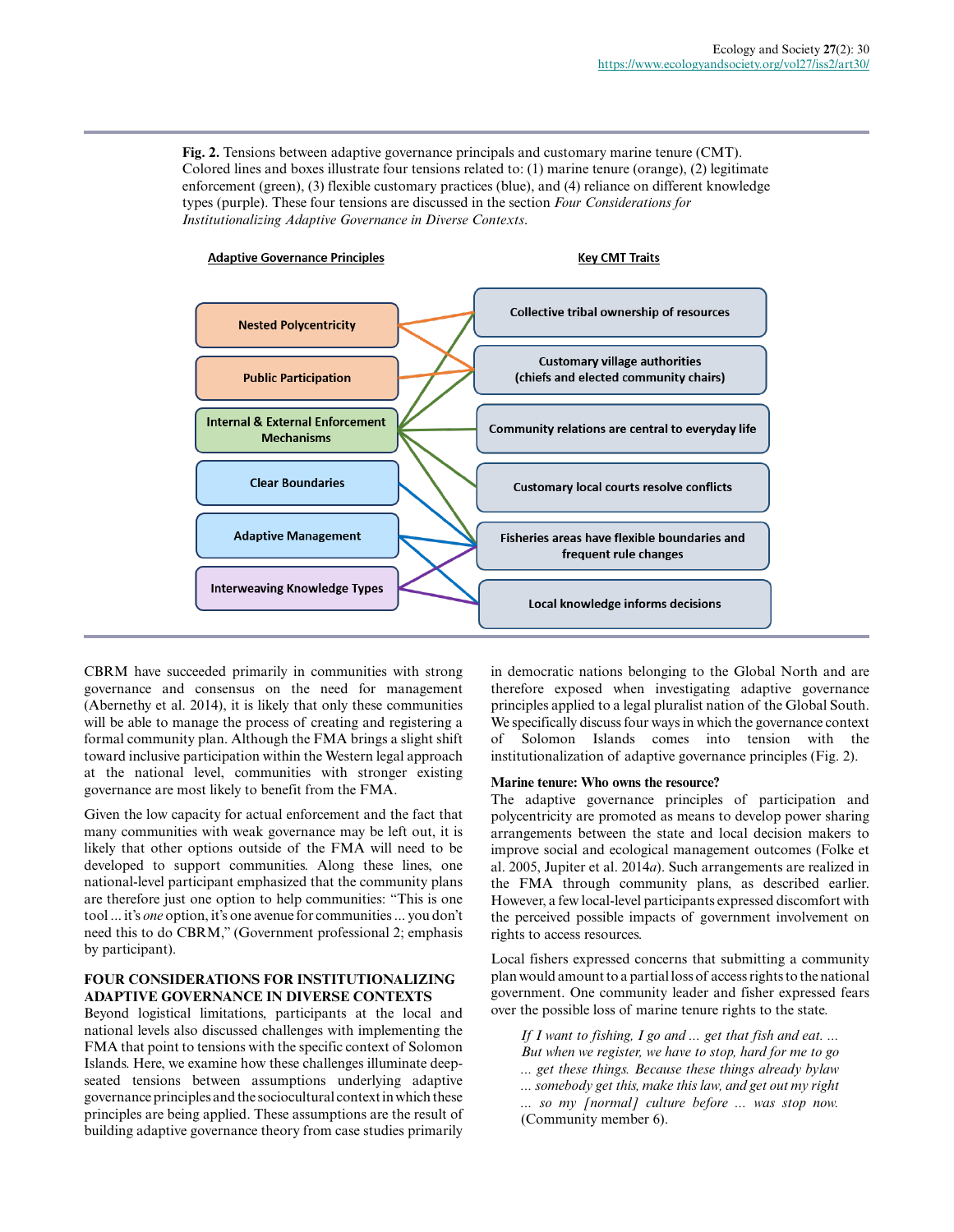**Fig. 2.** Tensions between adaptive governance principals and customary marine tenure (CMT). Colored lines and boxes illustrate four tensions related to: (1) marine tenure (orange), (2) legitimate enforcement (green), (3) flexible customary practices (blue), and (4) reliance on different knowledge types (purple). These four tensions are discussed in the section *Four Considerations for Institutionalizing Adaptive Governance in Diverse Contexts*.

CBRM have succeeded primarily in communities with strong governance and consensus on the need for management (Abernethy et al. 2014), it is likely that only these communities will be able to manage the process of creating and registering a formal community plan. Although the FMA brings a slight shift toward inclusive participation within the Western legal approach at the national level, communities with stronger existing governance are most likely to benefit from the FMA.

Given the low capacity for actual enforcement and the fact that many communities with weak governance may be left out, it is likely that other options outside of the FMA will need to be developed to support communities. Along these lines, one national-level participant emphasized that the community plans are therefore just one option to help communities: "This is one tool ... it's *one* option, it's one avenue for communities ... you don't need this to do CBRM," (Government professional 2; emphasis by participant).

## FOUR CONSIDERATIONS FOR INSTITUTIONALIZING ADAPTIVE GOVERNANCE IN DIVERSE CONTEXTS

Beyond logistical limitations, participants at the local and national levels also discussed challenges with implementing the FMA that point to tensions with the specific context of Solomon Islands. Here, we examine how these challenges illuminate deep-seated tensions between assumptions underlying adaptive governance principles and the sociocultural context in which these principles are being applied. These assumptions are the result of building adaptive governance theory from case studies primarily in democratic nations belonging to the Global North and are therefore exposed when investigating adaptive governance principles applied to a legal pluralist nation of the Global South. We specifically discuss four ways in which the governance context of Solomon Islands comes into tension with the institutionalization of adaptive governance principles (Fig. 2).

### Marine tenure: Who owns the resource?

The adaptive governance principles of participation and polycentricity are promoted as means to develop power sharing arrangements between the state and local decision makers to improve social and ecological management outcomes (Folke et al. 2005, Jupiter et al. 2014*a*). Such arrangements are realized in the FMA through community plans, as described earlier. However, a few local-level participants expressed discomfort with the perceived possible impacts of government involvement on rights to access resources.

Local fishers expressed concerns that submitting a community plan would amount to a partial loss of access rights to the national government. One community leader and fisher expressed fears over the possible loss of marine tenure rights to the state.

> *If I want to fishing, I go and ... get that fish and eat. ... But when we register, we have to stop, hard for me to go ... get these things. Because these things already bylaw ... somebody get this, make this law, and get out my right ... so my [normal] culture before ... was stop now.* (Community member 6).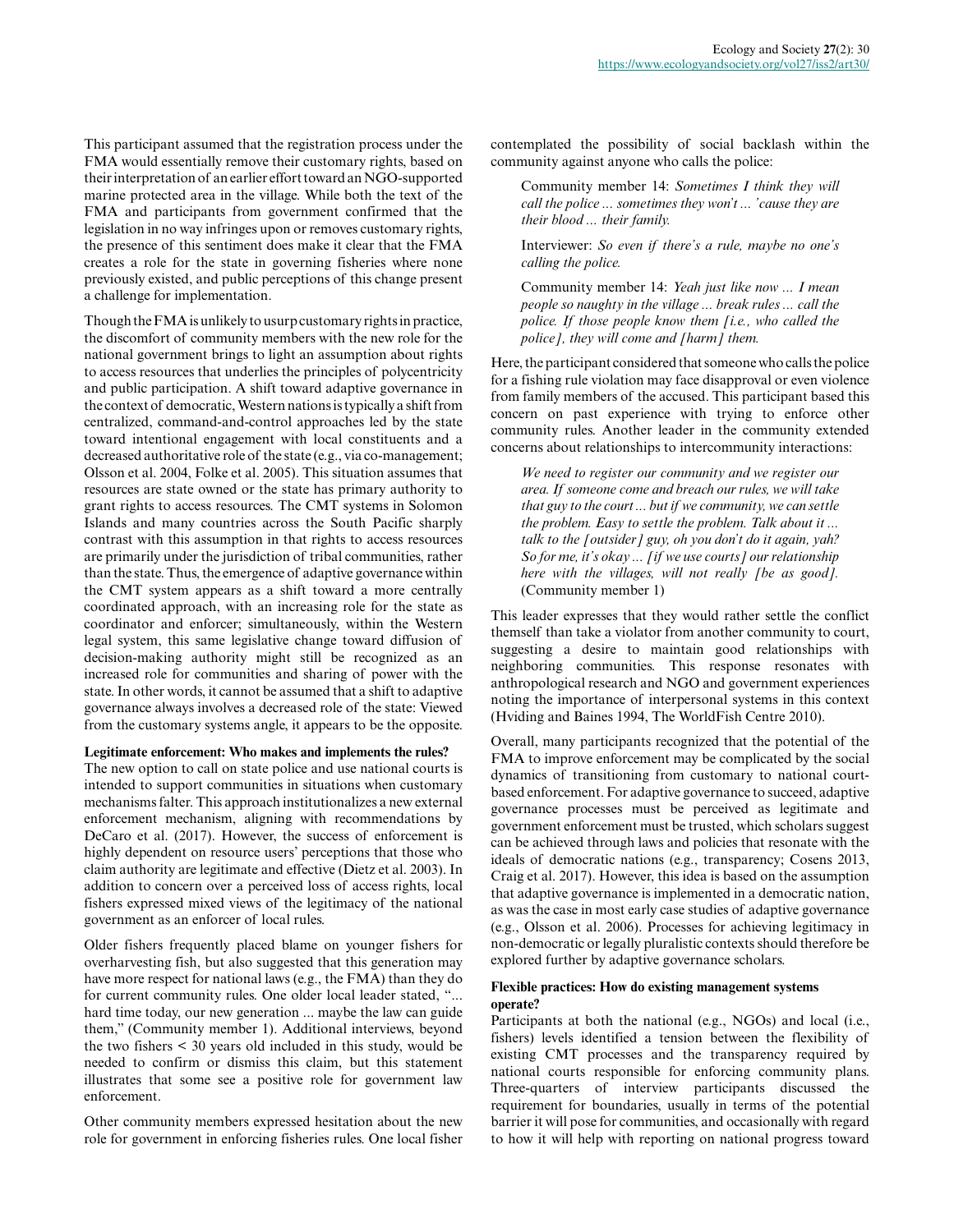This participant assumed that the registration process under the FMA would essentially remove their customary rights, based on their interpretation of an earlier effort toward an NGO-supported marine protected area in the village. While both the text of the FMA and participants from government confirmed that the legislation in no way infringes upon or removes customary rights, the presence of this sentiment does make it clear that the FMA creates a role for the state in governing fisheries where none previously existed, and public perceptions of this change present a challenge for implementation.

Though the FMA is unlikely to usurp customary rights in practice, the discomfort of community members with the new role for the national government brings to light an assumption about rights to access resources that underlies the principles of polycentricity and public participation. A shift toward adaptive governance in the context of democratic, Western nations is typically a shift from centralized, command-and-control approaches led by the state toward intentional engagement with local constituents and a decreased authoritative role of the state (e.g., via co-management; Olsson et al. 2004, Folke et al. 2005). This situation assumes that resources are state owned or the state has primary authority to grant rights to access resources. The CMT systems in Solomon Islands and many countries across the South Pacific sharply contrast with this assumption in that rights to access resources are primarily under the jurisdiction of tribal communities, rather than the state. Thus, the emergence of adaptive governance within the CMT system appears as a shift toward a more centrally coordinated approach, with an increasing role for the state as coordinator and enforcer; simultaneously, within the Western legal system, this same legislative change toward diffusion of decision-making authority might still be recognized as an increased role for communities and sharing of power with the state. In other words, it cannot be assumed that a shift to adaptive governance always involves a decreased role of the state: Viewed from the customary systems angle, it appears to be the opposite.

**Legitimate enforcement: Who makes and implements the rules?**

The new option to call on state police and use national courts is intended to support communities in situations when customary mechanisms falter. This approach institutionalizes a new external enforcement mechanism, aligning with recommendations by DeCaro et al. (2017). However, the success of enforcement is highly dependent on resource users' perceptions that those who claim authority are legitimate and effective (Dietz et al. 2003). In addition to concern over a perceived loss of access rights, local fishers expressed mixed views of the legitimacy of the national government as an enforcer of local rules.

Older fishers frequently placed blame on younger fishers for overharvesting fish, but also suggested that this generation may have more respect for national laws (e.g., the FMA) than they do for current community rules. One older local leader stated, "... hard time today, our new generation ... maybe the law can guide them," (Community member 1). Additional interviews, beyond the two fishers < 30 years old included in this study, would be needed to confirm or dismiss this claim, but this statement illustrates that some see a positive role for government law enforcement.

Other community members expressed hesitation about the new role for government in enforcing fisheries rules. One local fisher contemplated the possibility of social backlash within the community against anyone who calls the police:

> Community member 14: *Sometimes I think they will call the police ... sometimes they won't ... 'cause they are their blood ... their family.*
>
> Interviewer: *So even if there's a rule, maybe no one's calling the police.*
>
> Community member 14: *Yeah just like now ... I mean people so naughty in the village ... break rules ... call the police. If those people know them [i.e., who called the police], they will come and [harm] them.*

Here, the participant considered that someone who calls the police for a fishing rule violation may face disapproval or even violence from family members of the accused. This participant based this concern on past experience with trying to enforce other community rules. Another leader in the community extended concerns about relationships to intercommunity interactions:

> *We need to register our community and we register our area. If someone come and breach our rules, we will take that guy to the court ... but if we community, we can settle the problem. Easy to settle the problem. Talk about it ... talk to the [outsider] guy, oh you don't do it again, yah? So for me, it's okay ... [if we use courts] our relationship here with the villages, will not really [be as good].* (Community member 1)

This leader expresses that they would rather settle the conflict themself than take a violator from another community to court, suggesting a desire to maintain good relationships with neighboring communities. This response resonates with anthropological research and NGO and government experiences noting the importance of interpersonal systems in this context (Hviding and Baines 1994, The WorldFish Centre 2010).

Overall, many participants recognized that the potential of the FMA to improve enforcement may be complicated by the social dynamics of transitioning from customary to national court-based enforcement. For adaptive governance to succeed, adaptive governance processes must be perceived as legitimate and government enforcement must be trusted, which scholars suggest can be achieved through laws and policies that resonate with the ideals of democratic nations (e.g., transparency; Cosens 2013, Craig et al. 2017). However, this idea is based on the assumption that adaptive governance is implemented in a democratic nation, as was the case in most early case studies of adaptive governance (e.g., Olsson et al. 2006). Processes for achieving legitimacy in non-democratic or legally pluralistic contexts should therefore be explored further by adaptive governance scholars.

**Flexible practices: How do existing management systems operate?**

Participants at both the national (e.g., NGOs) and local (i.e., fishers) levels identified a tension between the flexibility of existing CMT processes and the transparency required by national courts responsible for enforcing community plans. Three-quarters of interview participants discussed the requirement for boundaries, usually in terms of the potential barrier it will pose for communities, and occasionally with regard to how it will help with reporting on national progress toward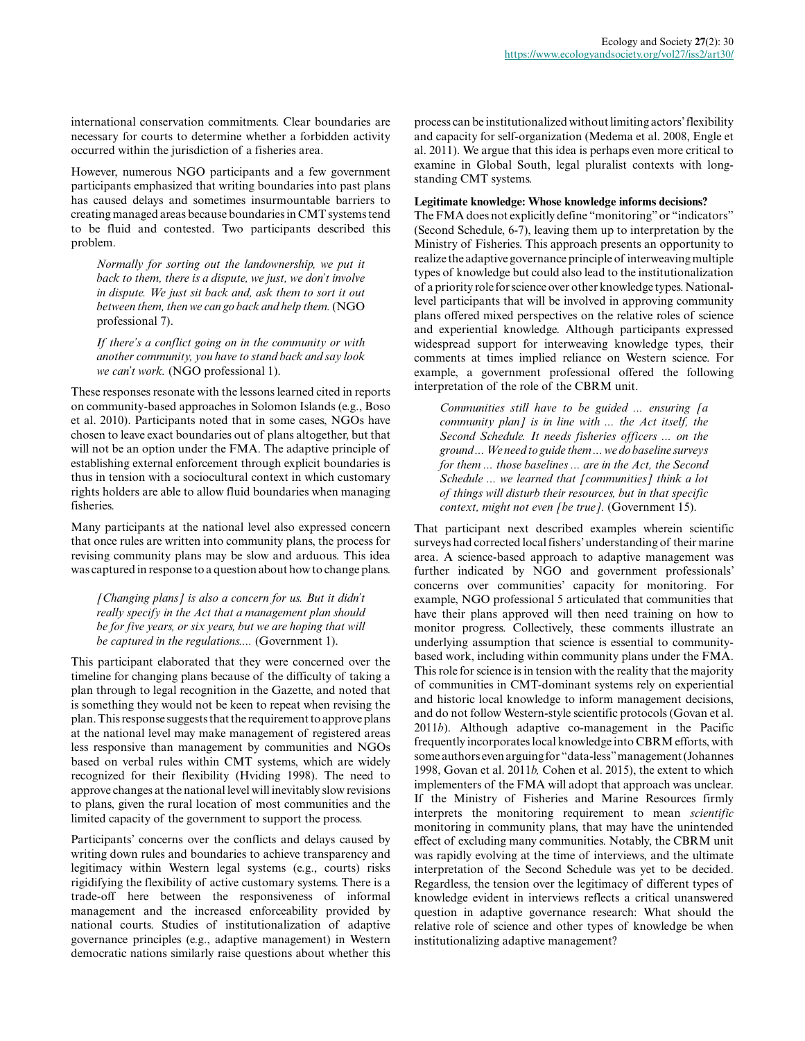international conservation commitments. Clear boundaries are necessary for courts to determine whether a forbidden activity occurred within the jurisdiction of a fisheries area.

However, numerous NGO participants and a few government participants emphasized that writing boundaries into past plans has caused delays and sometimes insurmountable barriers to creating managed areas because boundaries in CMT systems tend to be fluid and contested. Two participants described this problem.

> *Normally for sorting out the landownership, we put it back to them, there is a dispute, we just, we don't involve in dispute. We just sit back and, ask them to sort it out between them, then we can go back and help them.* (NGO professional 7).

> *If there's a conflict going on in the community or with another community, you have to stand back and say look we can't work.* (NGO professional 1).

These responses resonate with the lessons learned cited in reports on community-based approaches in Solomon Islands (e.g., Boso et al. 2010). Participants noted that in some cases, NGOs have chosen to leave exact boundaries out of plans altogether, but that will not be an option under the FMA. The adaptive principle of establishing external enforcement through explicit boundaries is thus in tension with a sociocultural context in which customary rights holders are able to allow fluid boundaries when managing fisheries.

Many participants at the national level also expressed concern that once rules are written into community plans, the process for revising community plans may be slow and arduous. This idea was captured in response to a question about how to change plans.

> *[Changing plans] is also a concern for us. But it didn't really specify in the Act that a management plan should be for five years, or six years, but we are hoping that will be captured in the regulations....* (Government 1).

This participant elaborated that they were concerned over the timeline for changing plans because of the difficulty of taking a plan through to legal recognition in the Gazette, and noted that is something they would not be keen to repeat when revising the plan. This response suggests that the requirement to approve plans at the national level may make management of registered areas less responsive than management by communities and NGOs based on verbal rules within CMT systems, which are widely recognized for their flexibility (Hviding 1998). The need to approve changes at the national level will inevitably slow revisions to plans, given the rural location of most communities and the limited capacity of the government to support the process.

Participants' concerns over the conflicts and delays caused by writing down rules and boundaries to achieve transparency and legitimacy within Western legal systems (e.g., courts) risks rigidifying the flexibility of active customary systems. There is a trade-off here between the responsiveness of informal management and the increased enforceability provided by national courts. Studies of institutionalization of adaptive governance principles (e.g., adaptive management) in Western democratic nations similarly raise questions about whether this process can be institutionalized without limiting actors' flexibility and capacity for self-organization (Medema et al. 2008, Engle et al. 2011). We argue that this idea is perhaps even more critical to examine in Global South, legal pluralist contexts with long-standing CMT systems.

**Legitimate knowledge: Whose knowledge informs decisions?**

The FMA does not explicitly define "monitoring" or "indicators" (Second Schedule, 6-7), leaving them up to interpretation by the Ministry of Fisheries. This approach presents an opportunity to realize the adaptive governance principle of interweaving multiple types of knowledge but could also lead to the institutionalization of a priority role for science over other knowledge types. National-level participants that will be involved in approving community plans offered mixed perspectives on the relative roles of science and experiential knowledge. Although participants expressed widespread support for interweaving knowledge types, their comments at times implied reliance on Western science. For example, a government professional offered the following interpretation of the role of the CBRM unit.

> *Communities still have to be guided ... ensuring [a community plan] is in line with ... the Act itself, the Second Schedule. It needs fisheries officers ... on the ground ... We need to guide them ... we do baseline surveys for them ... those baselines ... are in the Act, the Second Schedule ... we learned that [communities] think a lot of things will disturb their resources, but in that specific context, might not even [be true].* (Government 15).

That participant next described examples wherein scientific surveys had corrected local fishers' understanding of their marine area. A science-based approach to adaptive management was further indicated by NGO and government professionals' concerns over communities' capacity for monitoring. For example, NGO professional 5 articulated that communities that have their plans approved will then need training on how to monitor progress. Collectively, these comments illustrate an underlying assumption that science is essential to community-based work, including within community plans under the FMA. This role for science is in tension with the reality that the majority of communities in CMT-dominant systems rely on experiential and historic local knowledge to inform management decisions, and do not follow Western-style scientific protocols (Govan et al. 2011*b*). Although adaptive co-management in the Pacific frequently incorporates local knowledge into CBRM efforts, with some authors even arguing for "data-less" management (Johannes 1998, Govan et al. 2011*b,* Cohen et al. 2015), the extent to which implementers of the FMA will adopt that approach was unclear. If the Ministry of Fisheries and Marine Resources firmly interprets the monitoring requirement to mean *scientific* monitoring in community plans, that may have the unintended effect of excluding many communities. Notably, the CBRM unit was rapidly evolving at the time of interviews, and the ultimate interpretation of the Second Schedule was yet to be decided. Regardless, the tension over the legitimacy of different types of knowledge evident in interviews reflects a critical unanswered question in adaptive governance research: What should the relative role of science and other types of knowledge be when institutionalizing adaptive management?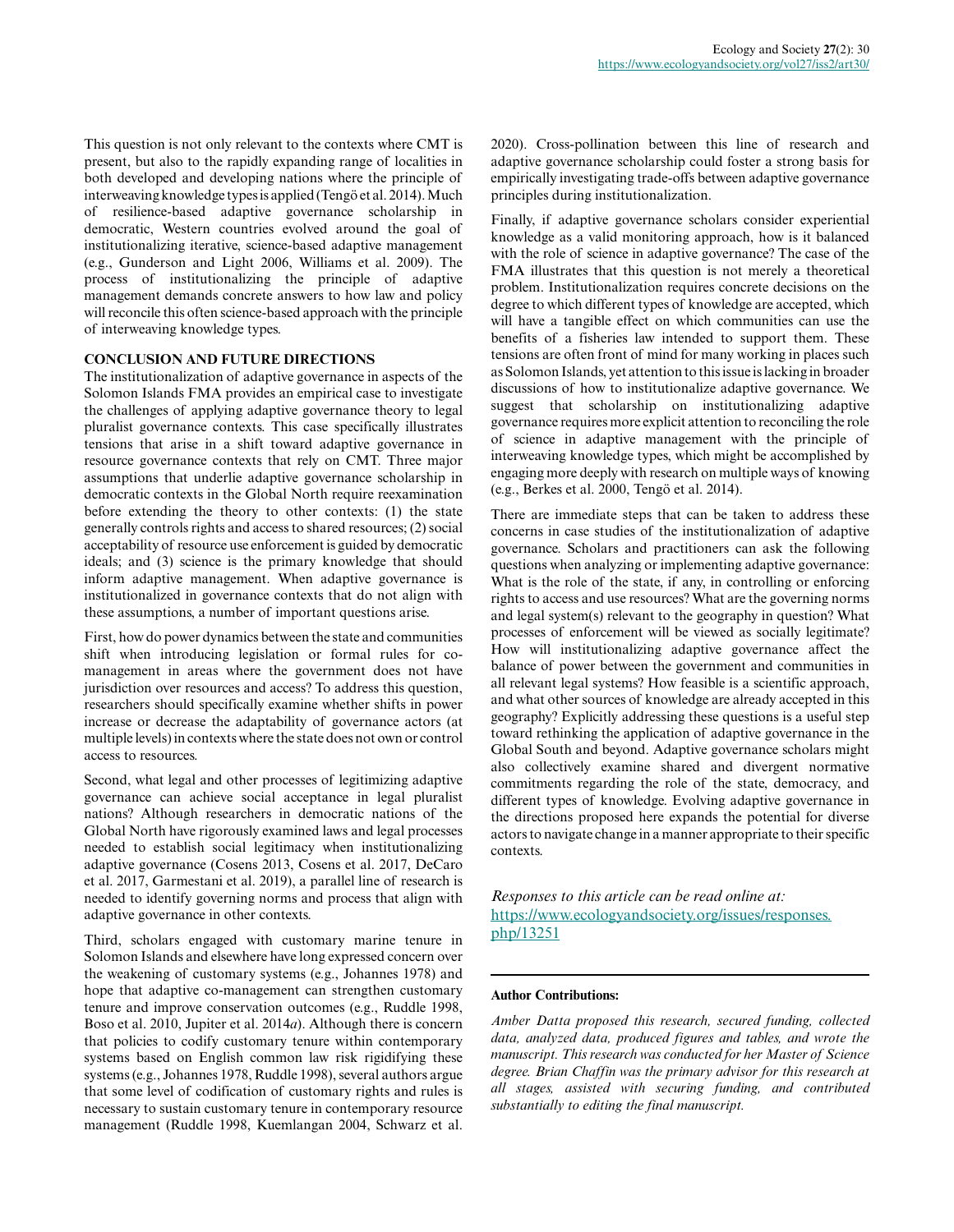This question is not only relevant to the contexts where CMT is present, but also to the rapidly expanding range of localities in both developed and developing nations where the principle of interweaving knowledge types is applied (Tengö et al. 2014). Much of resilience-based adaptive governance scholarship in democratic, Western countries evolved around the goal of institutionalizing iterative, science-based adaptive management (e.g., Gunderson and Light 2006, Williams et al. 2009). The process of institutionalizing the principle of adaptive management demands concrete answers to how law and policy will reconcile this often science-based approach with the principle of interweaving knowledge types.

## CONCLUSION AND FUTURE DIRECTIONS

The institutionalization of adaptive governance in aspects of the Solomon Islands FMA provides an empirical case to investigate the challenges of applying adaptive governance theory to legal pluralist governance contexts. This case specifically illustrates tensions that arise in a shift toward adaptive governance in resource governance contexts that rely on CMT. Three major assumptions that underlie adaptive governance scholarship in democratic contexts in the Global North require reexamination before extending the theory to other contexts: (1) the state generally controls rights and access to shared resources; (2) social acceptability of resource use enforcement is guided by democratic ideals; and (3) science is the primary knowledge that should inform adaptive management. When adaptive governance is institutionalized in governance contexts that do not align with these assumptions, a number of important questions arise.

First, how do power dynamics between the state and communities shift when introducing legislation or formal rules for co-management in areas where the government does not have jurisdiction over resources and access? To address this question, researchers should specifically examine whether shifts in power increase or decrease the adaptability of governance actors (at multiple levels) in contexts where the state does not own or control access to resources.

Second, what legal and other processes of legitimizing adaptive governance can achieve social acceptance in legal pluralist nations? Although researchers in democratic nations of the Global North have rigorously examined laws and legal processes needed to establish social legitimacy when institutionalizing adaptive governance (Cosens 2013, Cosens et al. 2017, DeCaro et al. 2017, Garmestani et al. 2019), a parallel line of research is needed to identify governing norms and process that align with adaptive governance in other contexts.

Third, scholars engaged with customary marine tenure in Solomon Islands and elsewhere have long expressed concern over the weakening of customary systems (e.g., Johannes 1978) and hope that adaptive co-management can strengthen customary tenure and improve conservation outcomes (e.g., Ruddle 1998, Boso et al. 2010, Jupiter et al. 2014*a*). Although there is concern that policies to codify customary tenure within contemporary systems based on English common law risk rigidifying these systems (e.g., Johannes 1978, Ruddle 1998), several authors argue that some level of codification of customary rights and rules is necessary to sustain customary tenure in contemporary resource management (Ruddle 1998, Kuemlangan 2004, Schwarz et al. 2020). Cross-pollination between this line of research and adaptive governance scholarship could foster a strong basis for empirically investigating trade-offs between adaptive governance principles during institutionalization.

Finally, if adaptive governance scholars consider experiential knowledge as a valid monitoring approach, how is it balanced with the role of science in adaptive governance? The case of the FMA illustrates that this question is not merely a theoretical problem. Institutionalization requires concrete decisions on the degree to which different types of knowledge are accepted, which will have a tangible effect on which communities can use the benefits of a fisheries law intended to support them. These tensions are often front of mind for many working in places such as Solomon Islands, yet attention to this issue is lacking in broader discussions of how to institutionalize adaptive governance. We suggest that scholarship on institutionalizing adaptive governance requires more explicit attention to reconciling the role of science in adaptive management with the principle of interweaving knowledge types, which might be accomplished by engaging more deeply with research on multiple ways of knowing (e.g., Berkes et al. 2000, Tengö et al. 2014).

There are immediate steps that can be taken to address these concerns in case studies of the institutionalization of adaptive governance. Scholars and practitioners can ask the following questions when analyzing or implementing adaptive governance: What is the role of the state, if any, in controlling or enforcing rights to access and use resources? What are the governing norms and legal system(s) relevant to the geography in question? What processes of enforcement will be viewed as socially legitimate? How will institutionalizing adaptive governance affect the balance of power between the government and communities in all relevant legal systems? How feasible is a scientific approach, and what other sources of knowledge are already accepted in this geography? Explicitly addressing these questions is a useful step toward rethinking the application of adaptive governance in the Global South and beyond. Adaptive governance scholars might also collectively examine shared and divergent normative commitments regarding the role of the state, democracy, and different types of knowledge. Evolving adaptive governance in the directions proposed here expands the potential for diverse actors to navigate change in a manner appropriate to their specific contexts.

*Responses to this article can be read online at:*
https://www.ecologyandsociety.org/issues/responses.php/13251

---

**Author Contributions:**

*Amber Datta proposed this research, secured funding, collected data, analyzed data, produced figures and tables, and wrote the manuscript. This research was conducted for her Master of Science degree. Brian Chaffin was the primary advisor for this research at all stages, assisted with securing funding, and contributed substantially to editing the final manuscript.*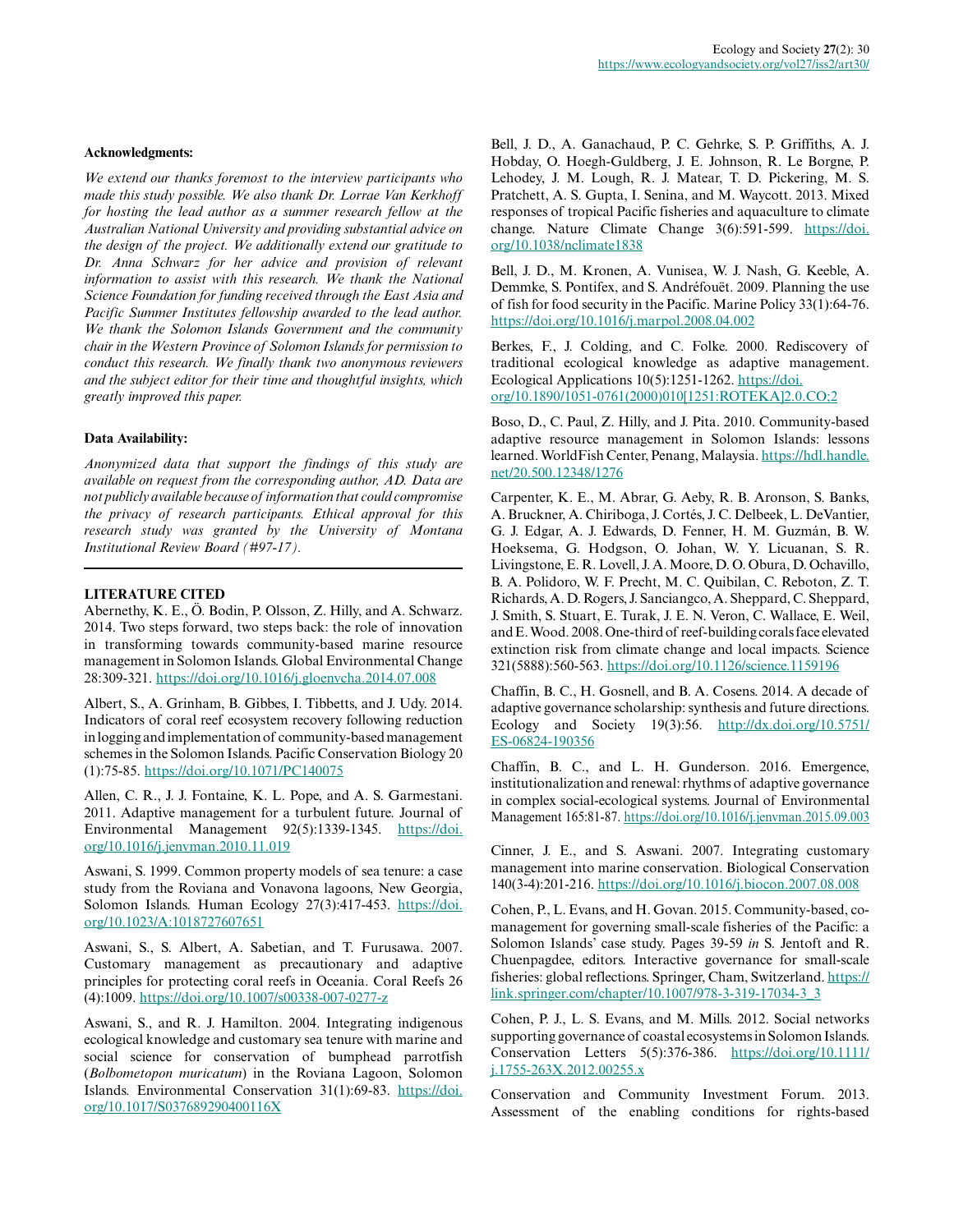**Acknowledgments:**

*We extend our thanks foremost to the interview participants who made this study possible. We also thank Dr. Lorrae Van Kerkhoff for hosting the lead author as a summer research fellow at the Australian National University and providing substantial advice on the design of the project. We additionally extend our gratitude to Dr. Anna Schwarz for her advice and provision of relevant information to assist with this research. We thank the National Science Foundation for funding received through the East Asia and Pacific Summer Institutes fellowship awarded to the lead author. We thank the Solomon Islands Government and the community chair in the Western Province of Solomon Islands for permission to conduct this research. We finally thank two anonymous reviewers and the subject editor for their time and thoughtful insights, which greatly improved this paper.*

**Data Availability:**

*Anonymized data that support the findings of this study are available on request from the corresponding author, AD. Data are not publicly available because of information that could compromise the privacy of research participants. Ethical approval for this research study was granted by the University of Montana Institutional Review Board (#97-17).*

## LITERATURE CITED

Abernethy, K. E., Ö. Bodin, P. Olsson, Z. Hilly, and A. Schwarz. 2014. Two steps forward, two steps back: the role of innovation in transforming towards community-based marine resource management in Solomon Islands. Global Environmental Change 28:309-321. https://doi.org/10.1016/j.gloenvcha.2014.07.008

Albert, S., A. Grinham, B. Gibbes, I. Tibbetts, and J. Udy. 2014. Indicators of coral reef ecosystem recovery following reduction in logging and implementation of community-based management schemes in the Solomon Islands. Pacific Conservation Biology 20 (1):75-85. https://doi.org/10.1071/PC140075

Allen, C. R., J. J. Fontaine, K. L. Pope, and A. S. Garmestani. 2011. Adaptive management for a turbulent future. Journal of Environmental Management 92(5):1339-1345. https://doi.org/10.1016/j.jenvman.2010.11.019

Aswani, S. 1999. Common property models of sea tenure: a case study from the Roviana and Vonavona lagoons, New Georgia, Solomon Islands. Human Ecology 27(3):417-453. https://doi.org/10.1023/A:1018727607651

Aswani, S., S. Albert, A. Sabetian, and T. Furusawa. 2007. Customary management as precautionary and adaptive principles for protecting coral reefs in Oceania. Coral Reefs 26 (4):1009. https://doi.org/10.1007/s00338-007-0277-z

Aswani, S., and R. J. Hamilton. 2004. Integrating indigenous ecological knowledge and customary sea tenure with marine and social science for conservation of bumphead parrotfish (*Bolbometopon muricatum*) in the Roviana Lagoon, Solomon Islands. Environmental Conservation 31(1):69-83. https://doi.org/10.1017/S037689290400116X

Bell, J. D., A. Ganachaud, P. C. Gehrke, S. P. Griffiths, A. J. Hobday, O. Hoegh-Guldberg, J. E. Johnson, R. Le Borgne, P. Lehodey, J. M. Lough, R. J. Matear, T. D. Pickering, M. S. Pratchett, A. S. Gupta, I. Senina, and M. Waycott. 2013. Mixed responses of tropical Pacific fisheries and aquaculture to climate change. Nature Climate Change 3(6):591-599. https://doi.org/10.1038/nclimate1838

Bell, J. D., M. Kronen, A. Vunisea, W. J. Nash, G. Keeble, A. Demmke, S. Pontifex, and S. Andréfouët. 2009. Planning the use of fish for food security in the Pacific. Marine Policy 33(1):64-76. https://doi.org/10.1016/j.marpol.2008.04.002

Berkes, F., J. Colding, and C. Folke. 2000. Rediscovery of traditional ecological knowledge as adaptive management. Ecological Applications 10(5):1251-1262. https://doi.org/10.1890/1051-0761(2000)010[1251:ROTEKA]2.0.CO;2

Boso, D., C. Paul, Z. Hilly, and J. Pita. 2010. Community-based adaptive resource management in Solomon Islands: lessons learned. WorldFish Center, Penang, Malaysia. https://hdl.handle.net/20.500.12348/1276

Carpenter, K. E., M. Abrar, G. Aeby, R. B. Aronson, S. Banks, A. Bruckner, A. Chiriboga, J. Cortés, J. C. Delbeek, L. DeVantier, G. J. Edgar, A. J. Edwards, D. Fenner, H. M. Guzmán, B. W. Hoeksema, G. Hodgson, O. Johan, W. Y. Licuanan, S. R. Livingstone, E. R. Lovell, J. A. Moore, D. O. Obura, D. Ochavillo, B. A. Polidoro, W. F. Precht, M. C. Quibilan, C. Reboton, Z. T. Richards, A. D. Rogers, J. Sanciangco, A. Sheppard, C. Sheppard, J. Smith, S. Stuart, E. Turak, J. E. N. Veron, C. Wallace, E. Weil, and E. Wood. 2008. One-third of reef-building corals face elevated extinction risk from climate change and local impacts. Science 321(5888):560-563. https://doi.org/10.1126/science.1159196

Chaffin, B. C., H. Gosnell, and B. A. Cosens. 2014. A decade of adaptive governance scholarship: synthesis and future directions. Ecology and Society 19(3):56. http://dx.doi.org/10.5751/ES-06824-190356

Chaffin, B. C., and L. H. Gunderson. 2016. Emergence, institutionalization and renewal: rhythms of adaptive governance in complex social-ecological systems. Journal of Environmental Management 165:81-87. https://doi.org/10.1016/j.jenvman.2015.09.003

Cinner, J. E., and S. Aswani. 2007. Integrating customary management into marine conservation. Biological Conservation 140(3-4):201-216. https://doi.org/10.1016/j.biocon.2007.08.008

Cohen, P., L. Evans, and H. Govan. 2015. Community-based, co-management for governing small-scale fisheries of the Pacific: a Solomon Islands' case study. Pages 39-59 *in* S. Jentoft and R. Chuenpagdee, editors. Interactive governance for small-scale fisheries: global reflections. Springer, Cham, Switzerland. https://link.springer.com/chapter/10.1007/978-3-319-17034-3_3

Cohen, P. J., L. S. Evans, and M. Mills. 2012. Social networks supporting governance of coastal ecosystems in Solomon Islands. Conservation Letters 5(5):376-386. https://doi.org/10.1111/j.1755-263X.2012.00255.x

Conservation and Community Investment Forum. 2013. Assessment of the enabling conditions for rights-based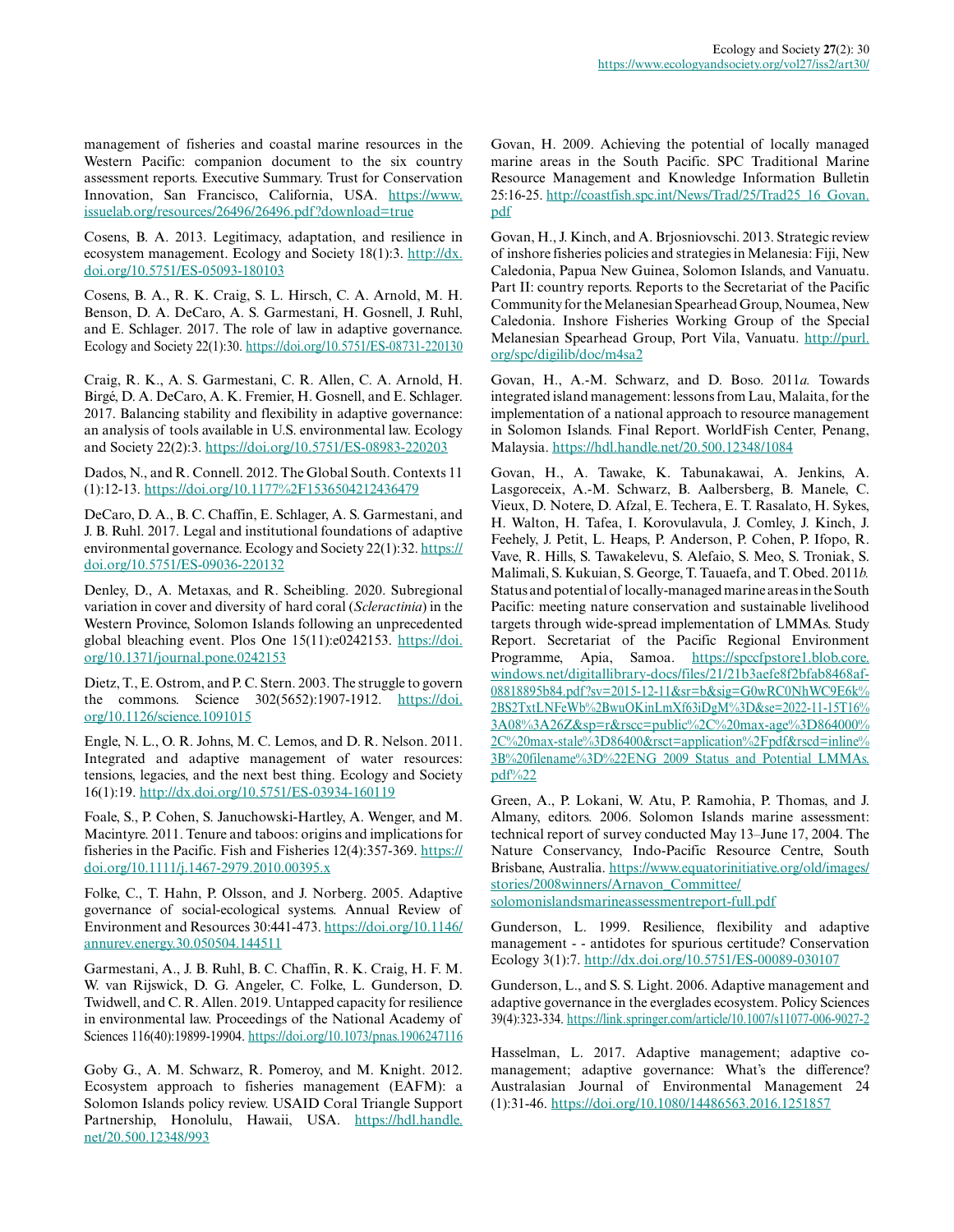management of fisheries and coastal marine resources in the Western Pacific: companion document to the six country assessment reports. Executive Summary. Trust for Conservation Innovation, San Francisco, California, USA. https://www.issuelab.org/resources/26496/26496.pdf?download=true

Cosens, B. A. 2013. Legitimacy, adaptation, and resilience in ecosystem management. Ecology and Society 18(1):3. http://dx.doi.org/10.5751/ES-05093-180103

Cosens, B. A., R. K. Craig, S. L. Hirsch, C. A. Arnold, M. H. Benson, D. A. DeCaro, A. S. Garmestani, H. Gosnell, J. Ruhl, and E. Schlager. 2017. The role of law in adaptive governance. Ecology and Society 22(1):30. https://doi.org/10.5751/ES-08731-220130

Craig, R. K., A. S. Garmestani, C. R. Allen, C. A. Arnold, H. Birgé, D. A. DeCaro, A. K. Fremier, H. Gosnell, and E. Schlager. 2017. Balancing stability and flexibility in adaptive governance: an analysis of tools available in U.S. environmental law. Ecology and Society 22(2):3. https://doi.org/10.5751/ES-08983-220203

Dados, N., and R. Connell. 2012. The Global South. Contexts 11 (1):12-13. https://doi.org/10.1177%2F1536504212436479

DeCaro, D. A., B. C. Chaffin, E. Schlager, A. S. Garmestani, and J. B. Ruhl. 2017. Legal and institutional foundations of adaptive environmental governance. Ecology and Society 22(1):32. https://doi.org/10.5751/ES-09036-220132

Denley, D., A. Metaxas, and R. Scheibling. 2020. Subregional variation in cover and diversity of hard coral (*Scleractinia*) in the Western Province, Solomon Islands following an unprecedented global bleaching event. Plos One 15(11):e0242153. https://doi.org/10.1371/journal.pone.0242153

Dietz, T., E. Ostrom, and P. C. Stern. 2003. The struggle to govern the commons. Science 302(5652):1907-1912. https://doi.org/10.1126/science.1091015

Engle, N. L., O. R. Johns, M. C. Lemos, and D. R. Nelson. 2011. Integrated and adaptive management of water resources: tensions, legacies, and the next best thing. Ecology and Society 16(1):19. http://dx.doi.org/10.5751/ES-03934-160119

Foale, S., P. Cohen, S. Januchowski-Hartley, A. Wenger, and M. Macintyre. 2011. Tenure and taboos: origins and implications for fisheries in the Pacific. Fish and Fisheries 12(4):357-369. https://doi.org/10.1111/j.1467-2979.2010.00395.x

Folke, C., T. Hahn, P. Olsson, and J. Norberg. 2005. Adaptive governance of social-ecological systems. Annual Review of Environment and Resources 30:441-473. https://doi.org/10.1146/annurev.energy.30.050504.144511

Garmestani, A., J. B. Ruhl, B. C. Chaffin, R. K. Craig, H. F. M. W. van Rijswick, D. G. Angeler, C. Folke, L. Gunderson, D. Twidwell, and C. R. Allen. 2019. Untapped capacity for resilience in environmental law. Proceedings of the National Academy of Sciences 116(40):19899-19904. https://doi.org/10.1073/pnas.1906247116

Goby G., A. M. Schwarz, R. Pomeroy, and M. Knight. 2012. Ecosystem approach to fisheries management (EAFM): a Solomon Islands policy review. USAID Coral Triangle Support Partnership, Honolulu, Hawaii, USA. https://hdl.handle.net/20.500.12348/993

Govan, H. 2009. Achieving the potential of locally managed marine areas in the South Pacific. SPC Traditional Marine Resource Management and Knowledge Information Bulletin 25:16-25. http://coastfish.spc.int/News/Trad/25/Trad25_16_Govan.pdf

Govan, H., J. Kinch, and A. Brjosniovschi. 2013. Strategic review of inshore fisheries policies and strategies in Melanesia: Fiji, New Caledonia, Papua New Guinea, Solomon Islands, and Vanuatu. Part II: country reports. Reports to the Secretariat of the Pacific Community for the Melanesian Spearhead Group, Noumea, New Caledonia. Inshore Fisheries Working Group of the Special Melanesian Spearhead Group, Port Vila, Vanuatu. http://purl.org/spc/digilib/doc/m4sa2

Govan, H., A.-M. Schwarz, and D. Boso. 2011*a*. Towards integrated island management: lessons from Lau, Malaita, for the implementation of a national approach to resource management in Solomon Islands. Final Report. WorldFish Center, Penang, Malaysia. https://hdl.handle.net/20.500.12348/1084

Govan, H., A. Tawake, K. Tabunakawai, A. Jenkins, A. Lasgoreceix, A.-M. Schwarz, B. Aalbersberg, B. Manele, C. Vieux, D. Notere, D. Afzal, E. Techera, E. T. Rasalato, H. Sykes, H. Walton, H. Tafea, I. Korovulavula, J. Comley, J. Kinch, J. Feehely, J. Petit, L. Heaps, P. Anderson, P. Cohen, P. Ifopo, R. Vave, R. Hills, S. Tawakelevu, S. Alefaio, S. Meo, S. Troniak, S. Malimali, S. Kukuian, S. George, T. Tauaefa, and T. Obed. 2011*b*. Status and potential of locally-managed marine areas in the South Pacific: meeting nature conservation and sustainable livelihood targets through wide-spread implementation of LMMAs. Study Report. Secretariat of the Pacific Regional Environment Programme, Apia, Samoa. https://spccfpstore1.blob.core.windows.net/digitallibrary-docs/files/21/21b3aefe8f2bfab8468af-08818895b84.pdf?sv=2015-12-11&sr=b&sig=G0wRC0NhWC9E6k%2BS2TxtLNFeWb%2BwuOKinLmXf63iDgM%3D&se=2022-11-15T16%3A08%3A26Z&sp=r&rscc=public%2C%20max-age%3D864000%2C%20max-stale%3D86400&rsct=application%2Fpdf&rscd=inline%3B%20filename%3D%22ENG_2009_Status_and_Potential_LMMAs.pdf%22

Green, A., P. Lokani, W. Atu, P. Ramohia, P. Thomas, and J. Almany, editors. 2006. Solomon Islands marine assessment: technical report of survey conducted May 13–June 17, 2004. The Nature Conservancy, Indo-Pacific Resource Centre, South Brisbane, Australia. https://www.equatorinitiative.org/old/images/stories/2008winners/Arnavon_Committee/solomonislandsmarineassessmentreport-full.pdf

Gunderson, L. 1999. Resilience, flexibility and adaptive management - - antidotes for spurious certitude? Conservation Ecology 3(1):7. http://dx.doi.org/10.5751/ES-00089-030107

Gunderson, L., and S. S. Light. 2006. Adaptive management and adaptive governance in the everglades ecosystem. Policy Sciences 39(4):323-334. https://link.springer.com/article/10.1007/s11077-006-9027-2

Hasselman, L. 2017. Adaptive management; adaptive co-management; adaptive governance: What's the difference? Australasian Journal of Environmental Management 24 (1):31-46. https://doi.org/10.1080/14486563.2016.1251857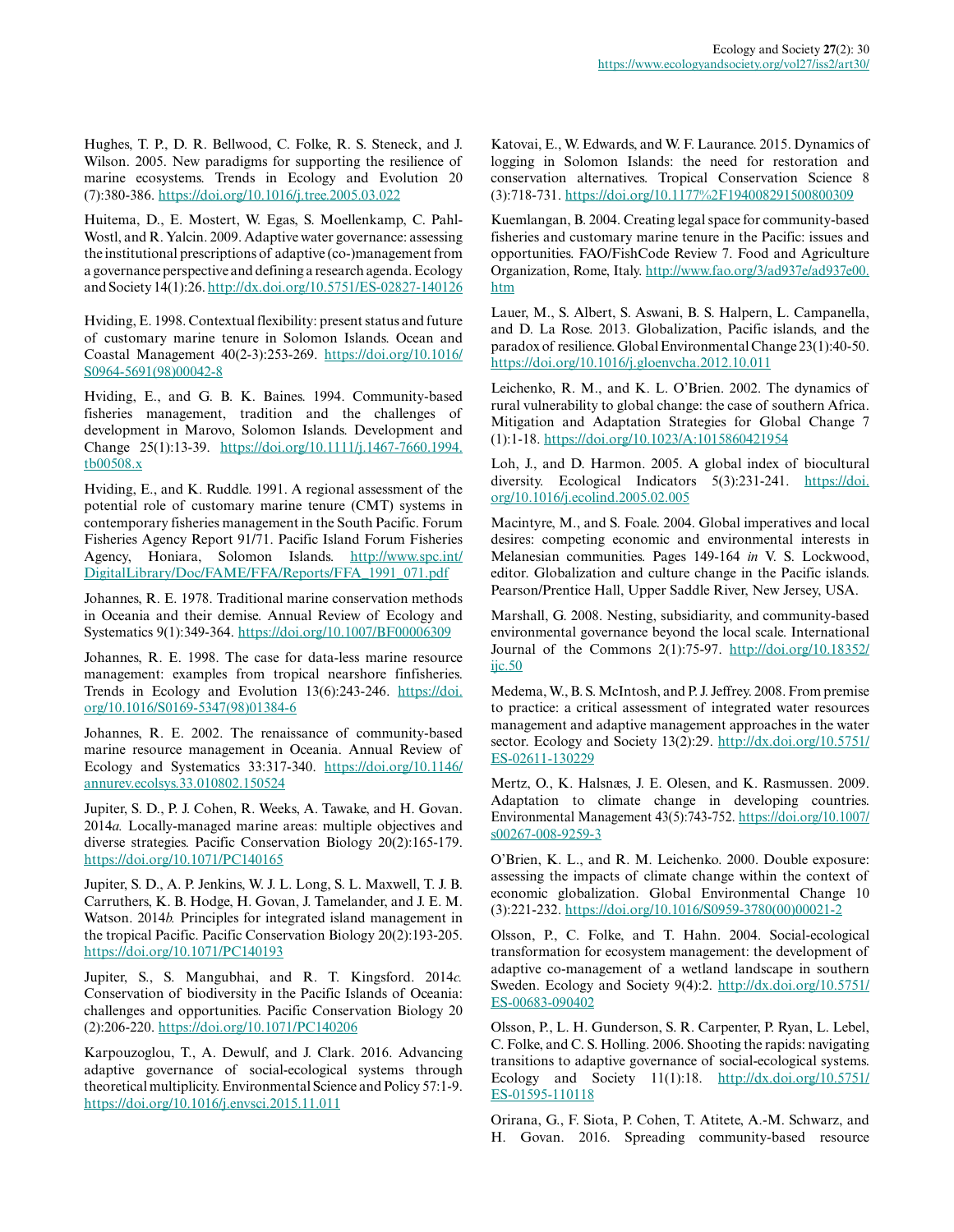Hughes, T. P., D. R. Bellwood, C. Folke, R. S. Steneck, and J. Wilson. 2005. New paradigms for supporting the resilience of marine ecosystems. Trends in Ecology and Evolution 20 (7):380-386. https://doi.org/10.1016/j.tree.2005.03.022

Huitema, D., E. Mostert, W. Egas, S. Moellenkamp, C. Pahl-Wostl, and R. Yalcin. 2009. Adaptive water governance: assessing the institutional prescriptions of adaptive (co-)management from a governance perspective and defining a research agenda. Ecology and Society 14(1):26. http://dx.doi.org/10.5751/ES-02827-140126

Hviding, E. 1998. Contextual flexibility: present status and future of customary marine tenure in Solomon Islands. Ocean and Coastal Management 40(2-3):253-269. https://doi.org/10.1016/S0964-5691(98)00042-8

Hviding, E., and G. B. K. Baines. 1994. Community-based fisheries management, tradition and the challenges of development in Marovo, Solomon Islands. Development and Change 25(1):13-39. https://doi.org/10.1111/j.1467-7660.1994.tb00508.x

Hviding, E., and K. Ruddle. 1991. A regional assessment of the potential role of customary marine tenure (CMT) systems in contemporary fisheries management in the South Pacific. Forum Fisheries Agency Report 91/71. Pacific Island Forum Fisheries Agency, Honiara, Solomon Islands. http://www.spc.int/DigitalLibrary/Doc/FAME/FFA/Reports/FFA_1991_071.pdf

Johannes, R. E. 1978. Traditional marine conservation methods in Oceania and their demise. Annual Review of Ecology and Systematics 9(1):349-364. https://doi.org/10.1007/BF00006309

Johannes, R. E. 1998. The case for data-less marine resource management: examples from tropical nearshore finfisheries. Trends in Ecology and Evolution 13(6):243-246. https://doi.org/10.1016/S0169-5347(98)01384-6

Johannes, R. E. 2002. The renaissance of community-based marine resource management in Oceania. Annual Review of Ecology and Systematics 33:317-340. https://doi.org/10.1146/annurev.ecolsys.33.010802.150524

Jupiter, S. D., P. J. Cohen, R. Weeks, A. Tawake, and H. Govan. 2014*a.* Locally-managed marine areas: multiple objectives and diverse strategies. Pacific Conservation Biology 20(2):165-179. https://doi.org/10.1071/PC140165

Jupiter, S. D., A. P. Jenkins, W. J. L. Long, S. L. Maxwell, T. J. B. Carruthers, K. B. Hodge, H. Govan, J. Tamelander, and J. E. M. Watson. 2014*b.* Principles for integrated island management in the tropical Pacific. Pacific Conservation Biology 20(2):193-205. https://doi.org/10.1071/PC140193

Jupiter, S., S. Mangubhai, and R. T. Kingsford. 2014*c.* Conservation of biodiversity in the Pacific Islands of Oceania: challenges and opportunities. Pacific Conservation Biology 20 (2):206-220. https://doi.org/10.1071/PC140206

Karpouzoglou, T., A. Dewulf, and J. Clark. 2016. Advancing adaptive governance of social-ecological systems through theoretical multiplicity. Environmental Science and Policy 57:1-9. https://doi.org/10.1016/j.envsci.2015.11.011

Katovai, E., W. Edwards, and W. F. Laurance. 2015. Dynamics of logging in Solomon Islands: the need for restoration and conservation alternatives. Tropical Conservation Science 8 (3):718-731. https://doi.org/10.1177%2F194008291500800309

Kuemlangan, B. 2004. Creating legal space for community-based fisheries and customary marine tenure in the Pacific: issues and opportunities. FAO/FishCode Review 7. Food and Agriculture Organization, Rome, Italy. http://www.fao.org/3/ad937e/ad937e00.htm

Lauer, M., S. Albert, S. Aswani, B. S. Halpern, L. Campanella, and D. La Rose. 2013. Globalization, Pacific islands, and the paradox of resilience. Global Environmental Change 23(1):40-50. https://doi.org/10.1016/j.gloenvcha.2012.10.011

Leichenko, R. M., and K. L. O'Brien. 2002. The dynamics of rural vulnerability to global change: the case of southern Africa. Mitigation and Adaptation Strategies for Global Change 7 (1):1-18. https://doi.org/10.1023/A:1015860421954

Loh, J., and D. Harmon. 2005. A global index of biocultural diversity. Ecological Indicators 5(3):231-241. https://doi.org/10.1016/j.ecolind.2005.02.005

Macintyre, M., and S. Foale. 2004. Global imperatives and local desires: competing economic and environmental interests in Melanesian communities. Pages 149-164 *in* V. S. Lockwood, editor. Globalization and culture change in the Pacific islands. Pearson/Prentice Hall, Upper Saddle River, New Jersey, USA.

Marshall, G. 2008. Nesting, subsidiarity, and community-based environmental governance beyond the local scale. International Journal of the Commons 2(1):75-97. http://doi.org/10.18352/ijc.50

Medema, W., B. S. McIntosh, and P. J. Jeffrey. 2008. From premise to practice: a critical assessment of integrated water resources management and adaptive management approaches in the water sector. Ecology and Society 13(2):29. http://dx.doi.org/10.5751/ES-02611-130229

Mertz, O., K. Halsnæs, J. E. Olesen, and K. Rasmussen. 2009. Adaptation to climate change in developing countries. Environmental Management 43(5):743-752. https://doi.org/10.1007/s00267-008-9259-3

O'Brien, K. L., and R. M. Leichenko. 2000. Double exposure: assessing the impacts of climate change within the context of economic globalization. Global Environmental Change 10 (3):221-232. https://doi.org/10.1016/S0959-3780(00)00021-2

Olsson, P., C. Folke, and T. Hahn. 2004. Social-ecological transformation for ecosystem management: the development of adaptive co-management of a wetland landscape in southern Sweden. Ecology and Society 9(4):2. http://dx.doi.org/10.5751/ES-00683-090402

Olsson, P., L. H. Gunderson, S. R. Carpenter, P. Ryan, L. Lebel, C. Folke, and C. S. Holling. 2006. Shooting the rapids: navigating transitions to adaptive governance of social-ecological systems. Ecology and Society 11(1):18. http://dx.doi.org/10.5751/ES-01595-110118

Orirana, G., F. Siota, P. Cohen, T. Atitete, A.-M. Schwarz, and H. Govan. 2016. Spreading community-based resource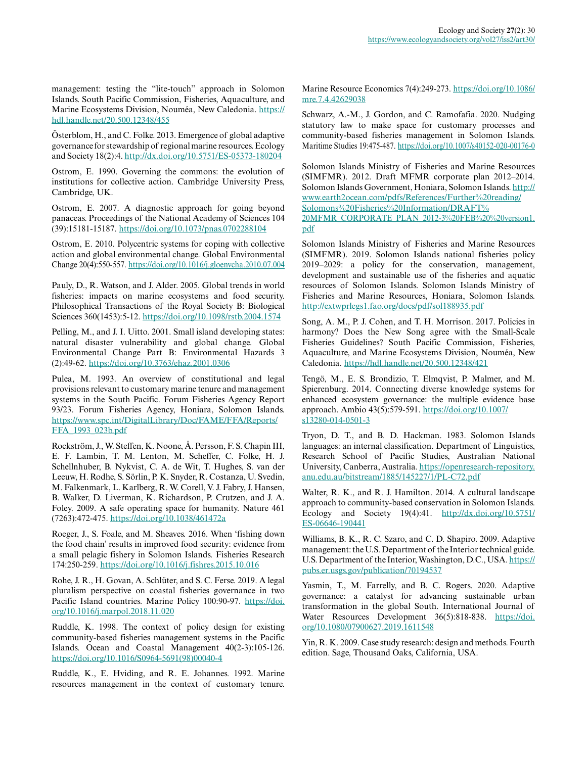management: testing the “lite-touch” approach in Solomon Islands. South Pacific Commission, Fisheries, Aquaculture, and Marine Ecosystems Division, Nouméa, New Caledonia. https://hdl.handle.net/20.500.12348/455

Österblom, H., and C. Folke. 2013. Emergence of global adaptive governance for stewardship of regional marine resources. Ecology and Society 18(2):4. http://dx.doi.org/10.5751/ES-05373-180204

Ostrom, E. 1990. Governing the commons: the evolution of institutions for collective action. Cambridge University Press, Cambridge, UK.

Ostrom, E. 2007. A diagnostic approach for going beyond panaceas. Proceedings of the National Academy of Sciences 104 (39):15181-15187. https://doi.org/10.1073/pnas.0702288104

Ostrom, E. 2010. Polycentric systems for coping with collective action and global environmental change. Global Environmental Change 20(4):550-557. https://doi.org/10.1016/j.gloenvcha.2010.07.004

Pauly, D., R. Watson, and J. Alder. 2005. Global trends in world fisheries: impacts on marine ecosystems and food security. Philosophical Transactions of the Royal Society B: Biological Sciences 360(1453):5-12. https://doi.org/10.1098/rstb.2004.1574

Pelling, M., and J. I. Uitto. 2001. Small island developing states: natural disaster vulnerability and global change. Global Environmental Change Part B: Environmental Hazards 3 (2):49-62. https://doi.org/10.3763/ehaz.2001.0306

Pulea, M. 1993. An overview of constitutional and legal provisions relevant to customary marine tenure and management systems in the South Pacific. Forum Fisheries Agency Report 93/23. Forum Fisheries Agency, Honiara, Solomon Islands. https://www.spc.int/DigitalLibrary/Doc/FAME/FFA/Reports/FFA_1993_023b.pdf

Rockström, J., W. Steffen, K. Noone, Å. Persson, F. S. Chapin III, E. F. Lambin, T. M. Lenton, M. Scheffer, C. Folke, H. J. Schellnhuber, B. Nykvist, C. A. de Wit, T. Hughes, S. van der Leeuw, H. Rodhe, S. Sörlin, P. K. Snyder, R. Costanza, U. Svedin, M. Falkenmark, L. Karlberg, R. W. Corell, V. J. Fabry, J. Hansen, B. Walker, D. Liverman, K. Richardson, P. Crutzen, and J. A. Foley. 2009. A safe operating space for humanity. Nature 461 (7263):472-475. https://doi.org/10.1038/461472a

Roeger, J., S. Foale, and M. Sheaves. 2016. When ‘fishing down the food chain’ results in improved food security: evidence from a small pelagic fishery in Solomon Islands. Fisheries Research 174:250-259. https://doi.org/10.1016/j.fishres.2015.10.016

Rohe, J. R., H. Govan, A. Schlüter, and S. C. Ferse. 2019. A legal pluralism perspective on coastal fisheries governance in two Pacific Island countries. Marine Policy 100:90-97. https://doi.org/10.1016/j.marpol.2018.11.020

Ruddle, K. 1998. The context of policy design for existing community-based fisheries management systems in the Pacific Islands. Ocean and Coastal Management 40(2-3):105-126. https://doi.org/10.1016/S0964-5691(98)00040-4

Ruddle, K., E. Hviding, and R. E. Johannes. 1992. Marine resources management in the context of customary tenure. Marine Resource Economics 7(4):249-273. https://doi.org/10.1086/mre.7.4.42629038

Schwarz, A.-M., J. Gordon, and C. Ramofafia. 2020. Nudging statutory law to make space for customary processes and community-based fisheries management in Solomon Islands. Maritime Studies 19:475-487. https://doi.org/10.1007/s40152-020-00176-0

Solomon Islands Ministry of Fisheries and Marine Resources (SIMFMR). 2012. Draft MFMR corporate plan 2012–2014. Solomon Islands Government, Honiara, Solomon Islands. http://www.earth2ocean.com/pdfs/References/Further%20reading/Solomons%20Fisheries%20Information/DRAFT%20MFMR_CORPORATE_PLAN_2012-3%20FEB%20%20version1.pdf

Solomon Islands Ministry of Fisheries and Marine Resources (SIMFMR). 2019. Solomon Islands national fisheries policy 2019–2029: a policy for the conservation, management, development and sustainable use of the fisheries and aquatic resources of Solomon Islands. Solomon Islands Ministry of Fisheries and Marine Resources, Honiara, Solomon Islands. http://extwprlegs1.fao.org/docs/pdf/sol188935.pdf

Song, A. M., P. J. Cohen, and T. H. Morrison. 2017. Policies in harmony? Does the New Song agree with the Small-Scale Fisheries Guidelines? South Pacific Commission, Fisheries, Aquaculture, and Marine Ecosystems Division, Nouméa, New Caledonia. https://hdl.handle.net/20.500.12348/421

Tengö, M., E. S. Brondizio, T. Elmqvist, P. Malmer, and M. Spierenburg. 2014. Connecting diverse knowledge systems for enhanced ecosystem governance: the multiple evidence base approach. Ambio 43(5):579-591. https://doi.org/10.1007/s13280-014-0501-3

Tryon, D. T., and B. D. Hackman. 1983. Solomon Islands languages: an internal classification. Department of Linguistics, Research School of Pacific Studies, Australian National University, Canberra, Australia. https://openresearch-repository.anu.edu.au/bitstream/1885/145227/1/PL-C72.pdf

Walter, R. K., and R. J. Hamilton. 2014. A cultural landscape approach to community-based conservation in Solomon Islands. Ecology and Society 19(4):41. http://dx.doi.org/10.5751/ES-06646-190441

Williams, B. K., R. C. Szaro, and C. D. Shapiro. 2009. Adaptive management: the U.S. Department of the Interior technical guide. U.S. Department of the Interior, Washington, D.C., USA. https://pubs.er.usgs.gov/publication/70194537

Yasmin, T., M. Farrelly, and B. C. Rogers. 2020. Adaptive governance: a catalyst for advancing sustainable urban transformation in the global South. International Journal of Water Resources Development 36(5):818-838. https://doi.org/10.1080/07900627.2019.1611548

Yin, R. K. 2009. Case study research: design and methods. Fourth edition. Sage, Thousand Oaks, California, USA.